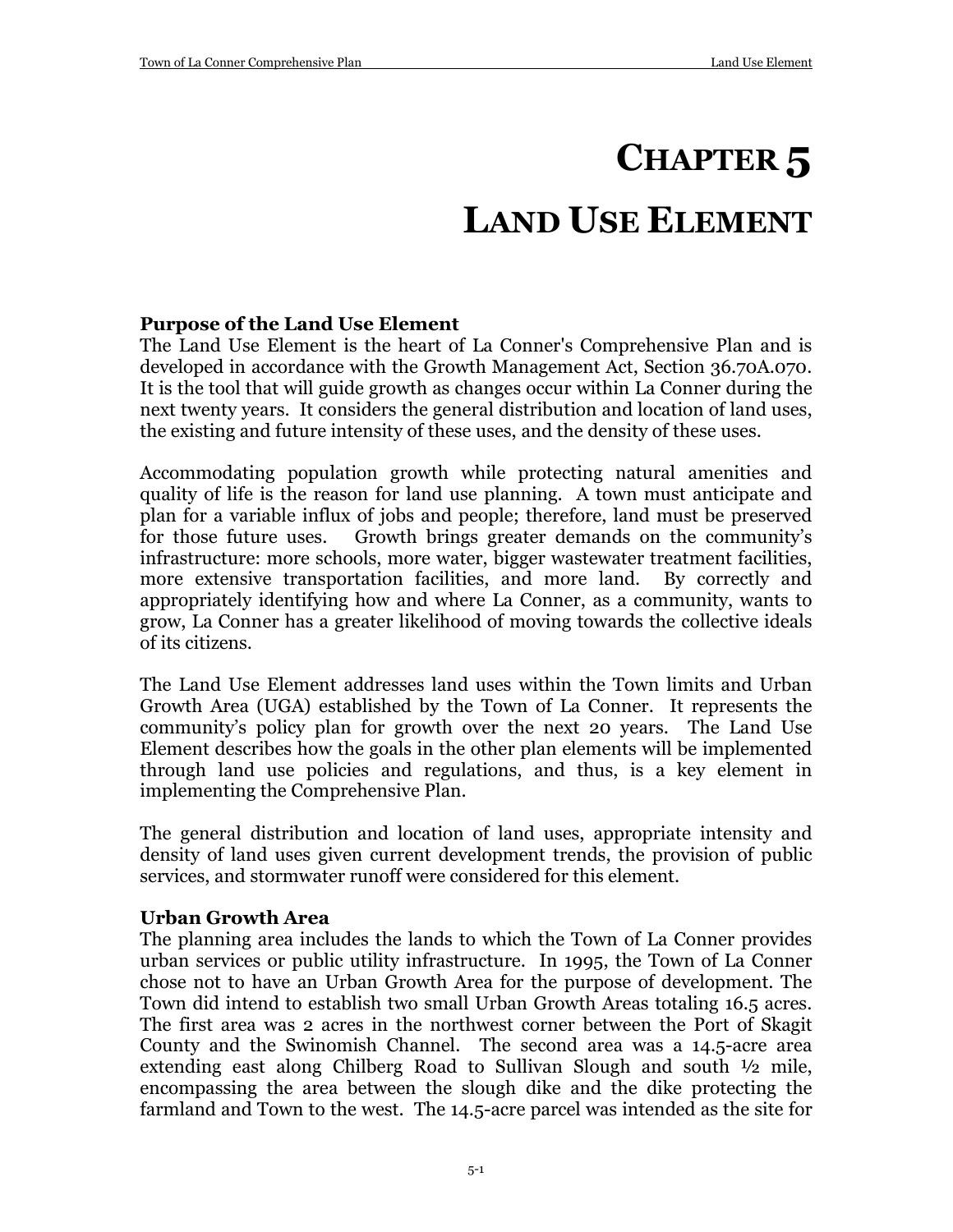# CHAPTER 5

# LAND USE ELEMENT

### Purpose of the Land Use Element

The Land Use Element is the heart of La Conner's Comprehensive Plan and is developed in accordance with the Growth Management Act, Section 36.70A.070. It is the tool that will guide growth as changes occur within La Conner during the next twenty years. It considers the general distribution and location of land uses, the existing and future intensity of these uses, and the density of these uses.

Accommodating population growth while protecting natural amenities and quality of life is the reason for land use planning. A town must anticipate and plan for a variable influx of jobs and people; therefore, land must be preserved for those future uses. Growth brings greater demands on the community's infrastructure: more schools, more water, bigger wastewater treatment facilities, more extensive transportation facilities, and more land. By correctly and appropriately identifying how and where La Conner, as a community, wants to grow, La Conner has a greater likelihood of moving towards the collective ideals of its citizens.

The Land Use Element addresses land uses within the Town limits and Urban Growth Area (UGA) established by the Town of La Conner. It represents the community's policy plan for growth over the next 20 years. The Land Use Element describes how the goals in the other plan elements will be implemented through land use policies and regulations, and thus, is a key element in implementing the Comprehensive Plan.

The general distribution and location of land uses, appropriate intensity and density of land uses given current development trends, the provision of public services, and stormwater runoff were considered for this element.

### Urban Growth Area

The planning area includes the lands to which the Town of La Conner provides urban services or public utility infrastructure. In 1995, the Town of La Conner chose not to have an Urban Growth Area for the purpose of development. The Town did intend to establish two small Urban Growth Areas totaling 16.5 acres. The first area was 2 acres in the northwest corner between the Port of Skagit County and the Swinomish Channel. The second area was a 14.5-acre area extending east along Chilberg Road to Sullivan Slough and south ½ mile, encompassing the area between the slough dike and the dike protecting the farmland and Town to the west. The 14.5-acre parcel was intended as the site for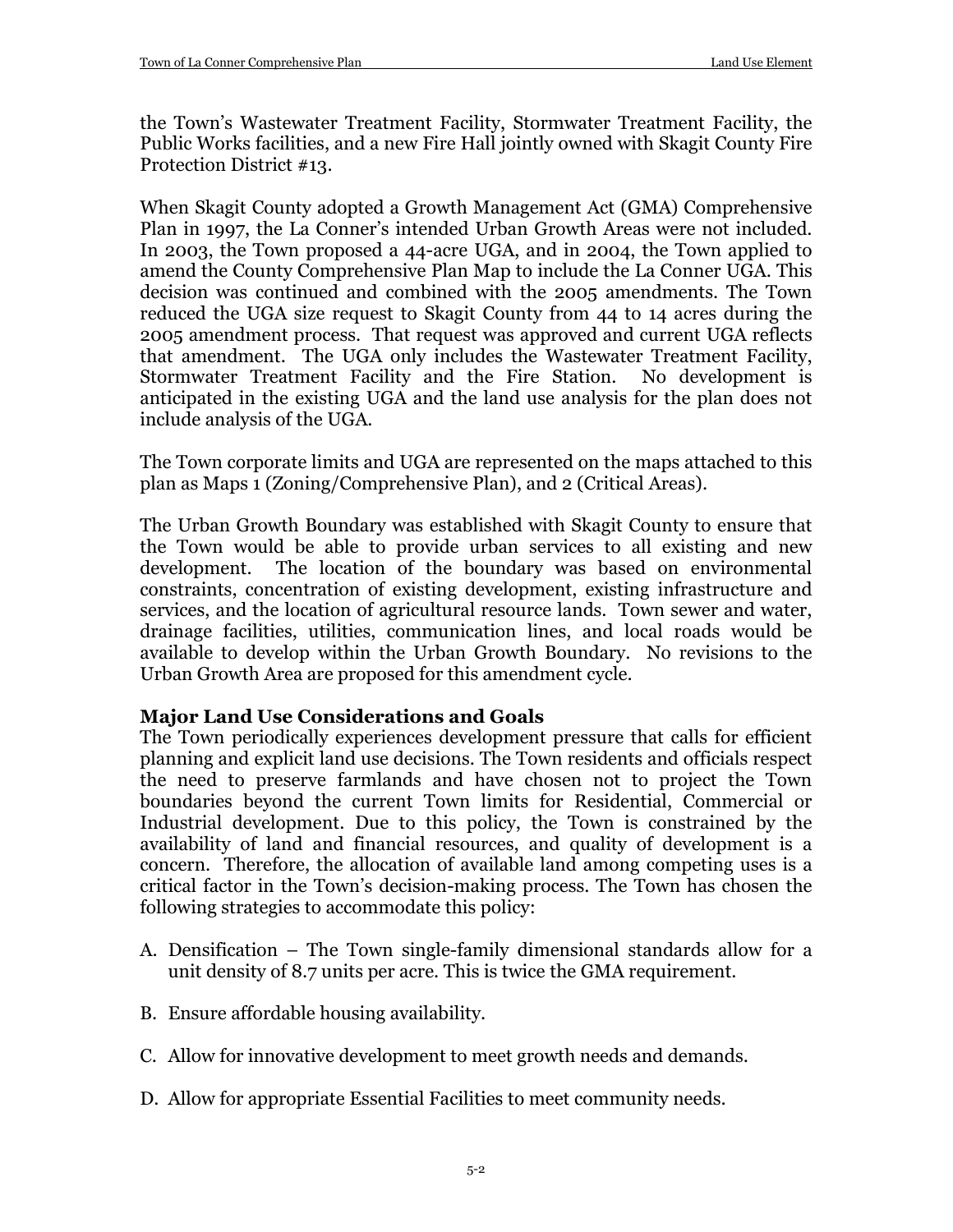the Town's Wastewater Treatment Facility, Stormwater Treatment Facility, the Public Works facilities, and a new Fire Hall jointly owned with Skagit County Fire Protection District #13.

When Skagit County adopted a Growth Management Act (GMA) Comprehensive Plan in 1997, the La Conner's intended Urban Growth Areas were not included. In 2003, the Town proposed a 44-acre UGA, and in 2004, the Town applied to amend the County Comprehensive Plan Map to include the La Conner UGA. This decision was continued and combined with the 2005 amendments. The Town reduced the UGA size request to Skagit County from 44 to 14 acres during the 2005 amendment process. That request was approved and current UGA reflects that amendment. The UGA only includes the Wastewater Treatment Facility, Stormwater Treatment Facility and the Fire Station. No development is anticipated in the existing UGA and the land use analysis for the plan does not include analysis of the UGA.

The Town corporate limits and UGA are represented on the maps attached to this plan as Maps 1 (Zoning/Comprehensive Plan), and 2 (Critical Areas).

The Urban Growth Boundary was established with Skagit County to ensure that the Town would be able to provide urban services to all existing and new development. The location of the boundary was based on environmental constraints, concentration of existing development, existing infrastructure and services, and the location of agricultural resource lands. Town sewer and water, drainage facilities, utilities, communication lines, and local roads would be available to develop within the Urban Growth Boundary. No revisions to the Urban Growth Area are proposed for this amendment cycle.

**Major Land Use Considerations and Goals**

The Town periodically experiences development pressure that calls for efficient planning and explicit land use decisions. The Town residents and officials respect the need to preserve farmlands and have chosen not to project the Town boundaries beyond the current Town limits for Residential, Commercial or Industrial development. Due to this policy, the Town is constrained by the availability of land and financial resources, and quality of development is a concern. Therefore, the allocation of available land among competing uses is a critical factor in the Town's decision-making process. The Town has chosen the following strategies to accommodate this policy:

A. Densification – The Town single-family dimensional standards allow for a unit density of 8.7 units per acre. This is twice the GMA requirement.

B. Ensure affordable housing availability.

C. Allow for innovative development to meet growth needs and demands.

D. Allow for appropriate Essential Facilities to meet community needs.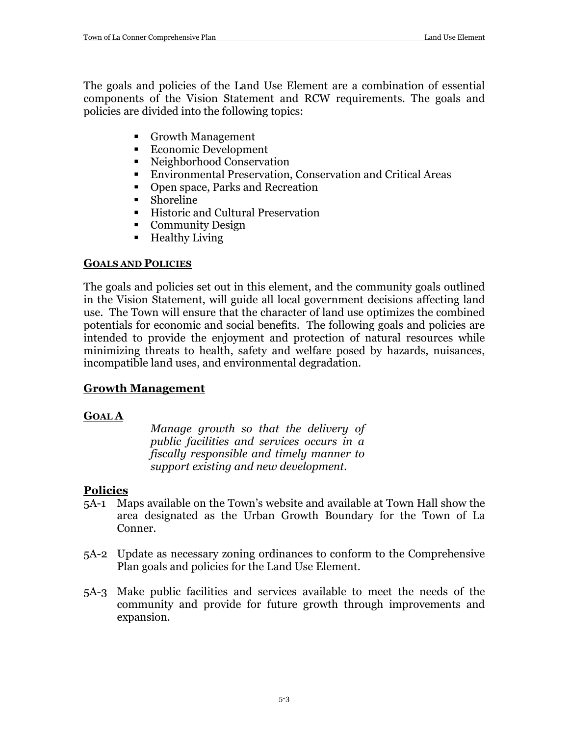The goals and policies of the Land Use Element are a combination of essential components of the Vision Statement and RCW requirements. The goals and policies are divided into the following topics:

- Growth Management
- Economic Development
- Neighborhood Conservation
- Environmental Preservation, Conservation and Critical Areas
- Open space, Parks and Recreation
- Shoreline
- Historic and Cultural Preservation
- Community Design
- Healthy Living

## GOALS AND POLICIES

The goals and policies set out in this element, and the community goals outlined in the Vision Statement, will guide all local government decisions affecting land use. The Town will ensure that the character of land use optimizes the combined potentials for economic and social benefits. The following goals and policies are intended to provide the enjoyment and protection of natural resources while minimizing threats to health, safety and welfare posed by hazards, nuisances, incompatible land uses, and environmental degradation.

## Growth Management

### GOAL A

*Manage growth so that the delivery of public facilities and services occurs in a fiscally responsible and timely manner to support existing and new development.*

### Policies

5A-1 Maps available on the Town's website and available at Town Hall show the area designated as the Urban Growth Boundary for the Town of La Conner.

5A-2 Update as necessary zoning ordinances to conform to the Comprehensive Plan goals and policies for the Land Use Element.

5A-3 Make public facilities and services available to meet the needs of the community and provide for future growth through improvements and expansion.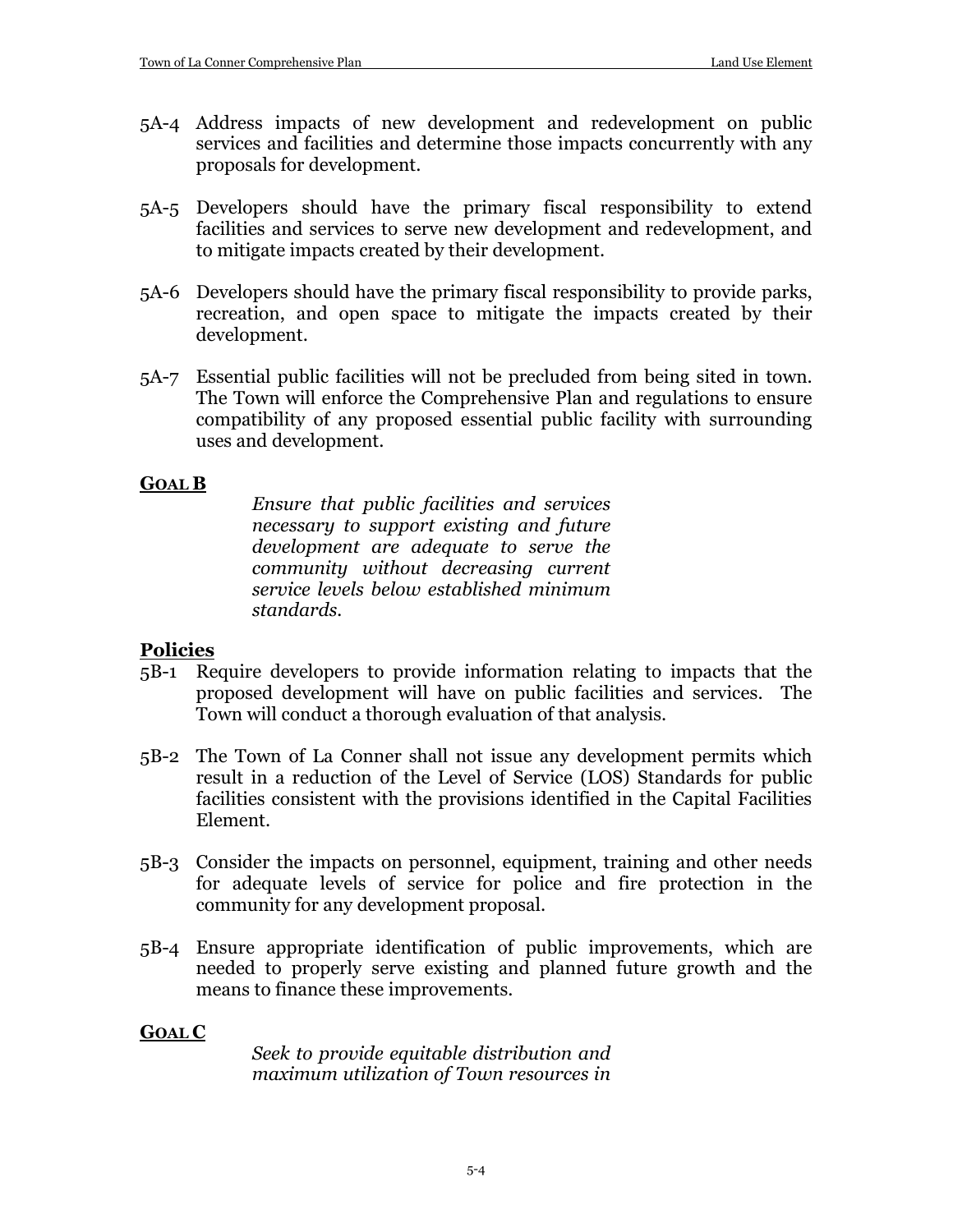5A-4 Address impacts of new development and redevelopment on public services and facilities and determine those impacts concurrently with any proposals for development.

5A-5 Developers should have the primary fiscal responsibility to extend facilities and services to serve new development and redevelopment, and to mitigate impacts created by their development.

5A-6 Developers should have the primary fiscal responsibility to provide parks, recreation, and open space to mitigate the impacts created by their development.

5A-7 Essential public facilities will not be precluded from being sited in town. The Town will enforce the Comprehensive Plan and regulations to ensure compatibility of any proposed essential public facility with surrounding uses and development.

**GOAL B**

*Ensure that public facilities and services necessary to support existing and future development are adequate to serve the community without decreasing current service levels below established minimum standards.*

**Policies**

5B-1 Require developers to provide information relating to impacts that the proposed development will have on public facilities and services. The Town will conduct a thorough evaluation of that analysis.

5B-2 The Town of La Conner shall not issue any development permits which result in a reduction of the Level of Service (LOS) Standards for public facilities consistent with the provisions identified in the Capital Facilities Element.

5B-3 Consider the impacts on personnel, equipment, training and other needs for adequate levels of service for police and fire protection in the community for any development proposal.

5B-4 Ensure appropriate identification of public improvements, which are needed to properly serve existing and planned future growth and the means to finance these improvements.

**GOAL C**

*Seek to provide equitable distribution and maximum utilization of Town resources in*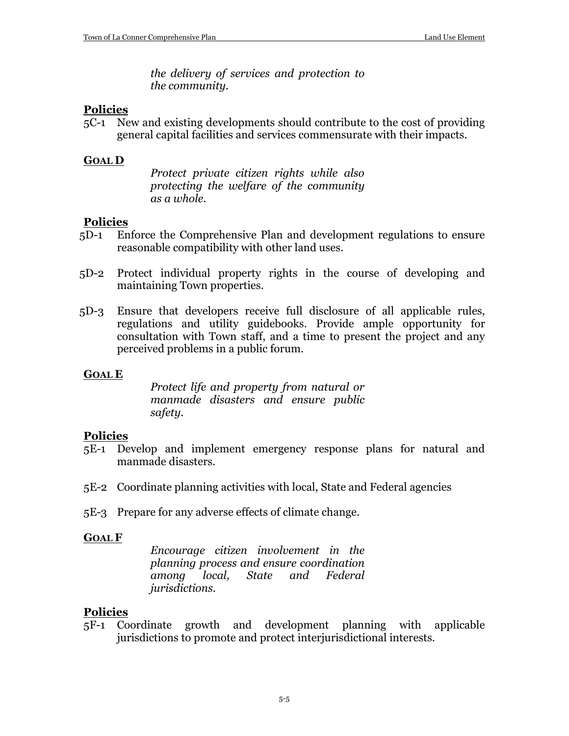*the delivery of services and protection to the community.*

**Policies**

5C-1 New and existing developments should contribute to the cost of providing general capital facilities and services commensurate with their impacts.

**GOAL D**

*Protect private citizen rights while also protecting the welfare of the community as a whole.*

**Policies**

5D-1 Enforce the Comprehensive Plan and development regulations to ensure reasonable compatibility with other land uses.

5D-2 Protect individual property rights in the course of developing and maintaining Town properties.

5D-3 Ensure that developers receive full disclosure of all applicable rules, regulations and utility guidebooks. Provide ample opportunity for consultation with Town staff, and a time to present the project and any perceived problems in a public forum.

**GOAL E**

*Protect life and property from natural or manmade disasters and ensure public safety.*

**Policies**

5E-1 Develop and implement emergency response plans for natural and manmade disasters.

5E-2 Coordinate planning activities with local, State and Federal agencies

5E-3 Prepare for any adverse effects of climate change.

**GOAL F**

*Encourage citizen involvement in the planning process and ensure coordination among local, State and Federal jurisdictions.*

**Policies**

5F-1 Coordinate growth and development planning with applicable jurisdictions to promote and protect interjurisdictional interests.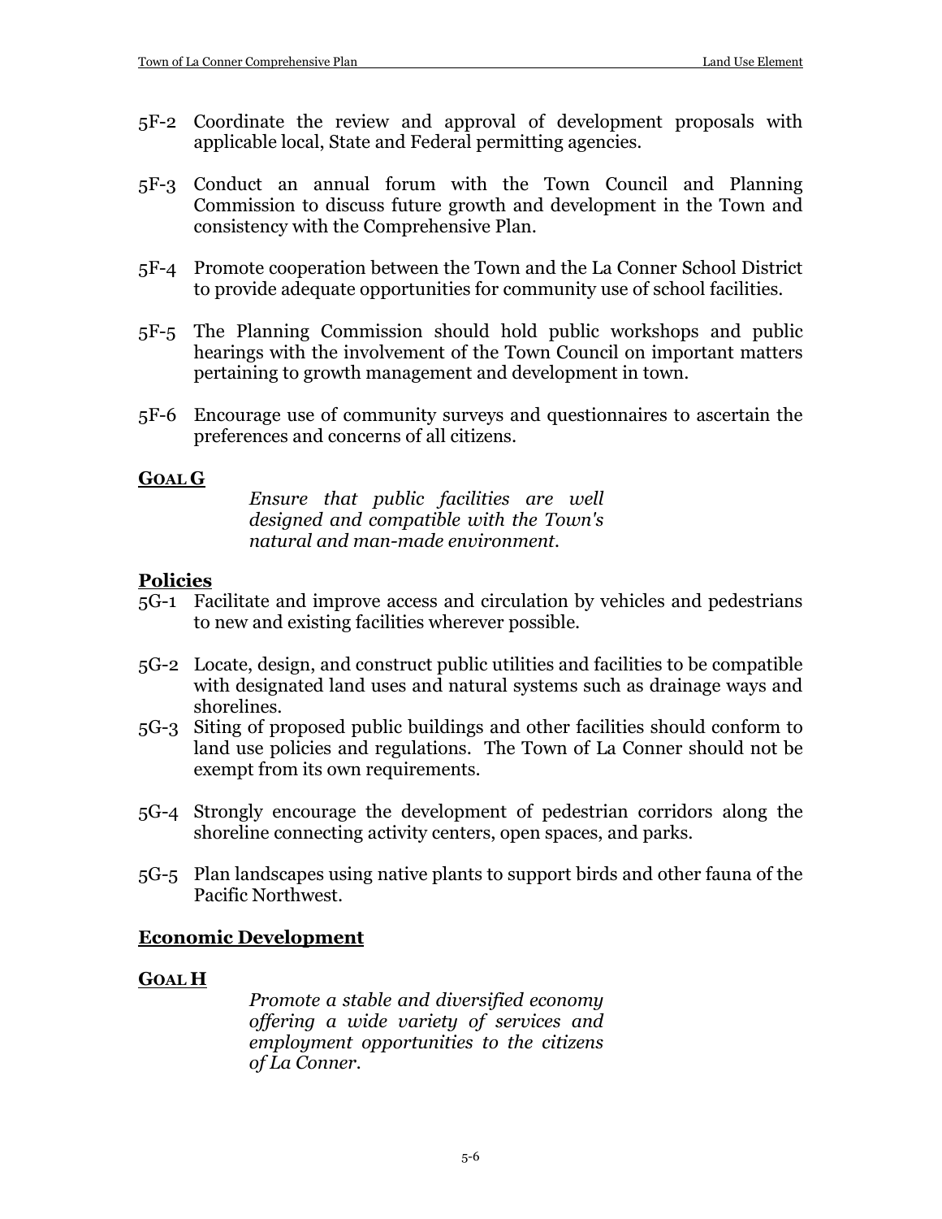5F-2 Coordinate the review and approval of development proposals with applicable local, State and Federal permitting agencies.

5F-3 Conduct an annual forum with the Town Council and Planning Commission to discuss future growth and development in the Town and consistency with the Comprehensive Plan.

5F-4 Promote cooperation between the Town and the La Conner School District to provide adequate opportunities for community use of school facilities.

5F-5 The Planning Commission should hold public workshops and public hearings with the involvement of the Town Council on important matters pertaining to growth management and development in town.

5F-6 Encourage use of community surveys and questionnaires to ascertain the preferences and concerns of all citizens.

**GOAL G**

*Ensure that public facilities are well designed and compatible with the Town's natural and man-made environment.*

**Policies**

5G-1 Facilitate and improve access and circulation by vehicles and pedestrians to new and existing facilities wherever possible.

5G-2 Locate, design, and construct public utilities and facilities to be compatible with designated land uses and natural systems such as drainage ways and shorelines.

5G-3 Siting of proposed public buildings and other facilities should conform to land use policies and regulations. The Town of La Conner should not be exempt from its own requirements.

5G-4 Strongly encourage the development of pedestrian corridors along the shoreline connecting activity centers, open spaces, and parks.

5G-5 Plan landscapes using native plants to support birds and other fauna of the Pacific Northwest.

## Economic Development

**GOAL H**

*Promote a stable and diversified economy offering a wide variety of services and employment opportunities to the citizens of La Conner.*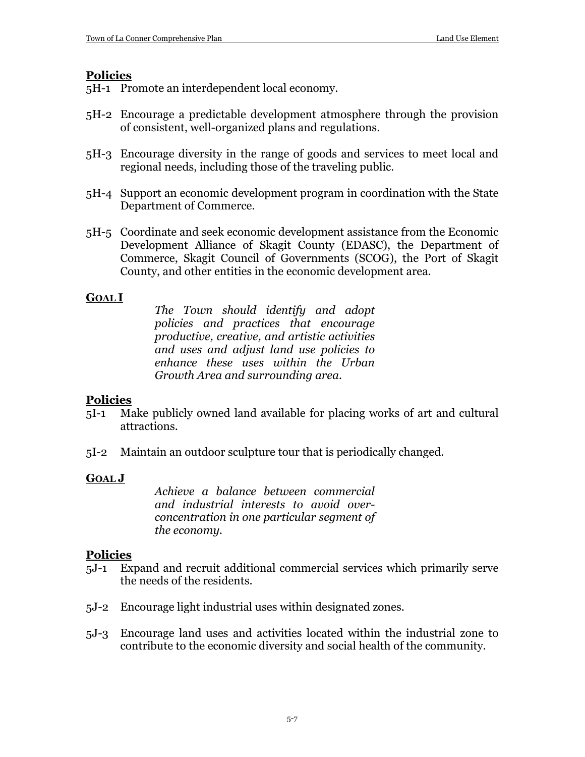**Policies**

5H-1 Promote an interdependent local economy.

5H-2 Encourage a predictable development atmosphere through the provision of consistent, well-organized plans and regulations.

5H-3 Encourage diversity in the range of goods and services to meet local and regional needs, including those of the traveling public.

5H-4 Support an economic development program in coordination with the State Department of Commerce.

5H-5 Coordinate and seek economic development assistance from the Economic Development Alliance of Skagit County (EDASC), the Department of Commerce, Skagit Council of Governments (SCOG), the Port of Skagit County, and other entities in the economic development area.

**GOAL I**

*The Town should identify and adopt policies and practices that encourage productive, creative, and artistic activities and uses and adjust land use policies to enhance these uses within the Urban Growth Area and surrounding area.*

**Policies**

5I-1 Make publicly owned land available for placing works of art and cultural attractions.

5I-2 Maintain an outdoor sculpture tour that is periodically changed.

**GOAL J**

*Achieve a balance between commercial and industrial interests to avoid over-concentration in one particular segment of the economy.*

**Policies**

5J-1 Expand and recruit additional commercial services which primarily serve the needs of the residents.

5J-2 Encourage light industrial uses within designated zones.

5J-3 Encourage land uses and activities located within the industrial zone to contribute to the economic diversity and social health of the community.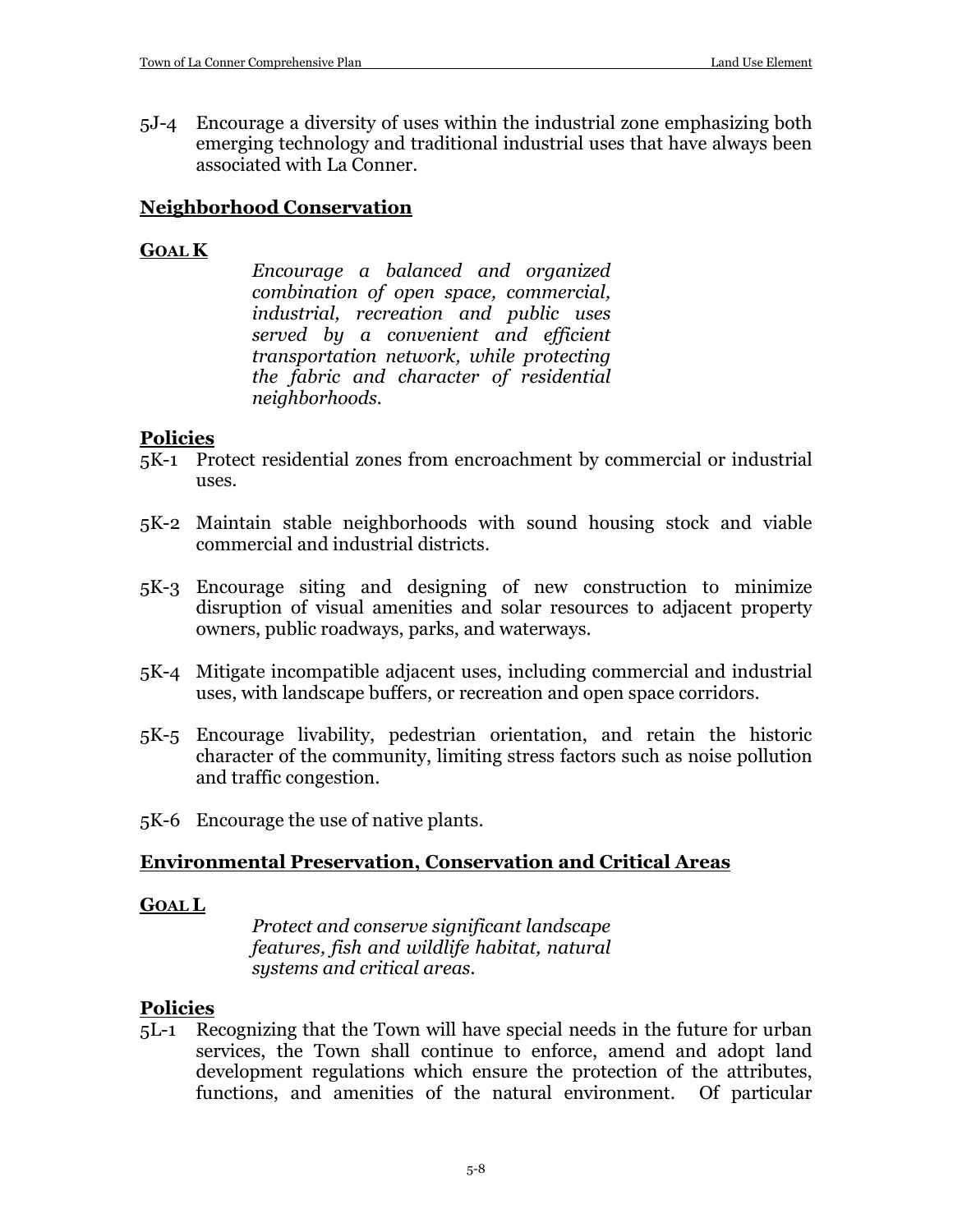5J-4 Encourage a diversity of uses within the industrial zone emphasizing both emerging technology and traditional industrial uses that have always been associated with La Conner.

## Neighborhood Conservation

**GOAL K**

*Encourage a balanced and organized combination of open space, commercial, industrial, recreation and public uses served by a convenient and efficient transportation network, while protecting the fabric and character of residential neighborhoods.*

### Policies

5K-1 Protect residential zones from encroachment by commercial or industrial uses.

5K-2 Maintain stable neighborhoods with sound housing stock and viable commercial and industrial districts.

5K-3 Encourage siting and designing of new construction to minimize disruption of visual amenities and solar resources to adjacent property owners, public roadways, parks, and waterways.

5K-4 Mitigate incompatible adjacent uses, including commercial and industrial uses, with landscape buffers, or recreation and open space corridors.

5K-5 Encourage livability, pedestrian orientation, and retain the historic character of the community, limiting stress factors such as noise pollution and traffic congestion.

5K-6 Encourage the use of native plants.

## Environmental Preservation, Conservation and Critical Areas

**GOAL L**

*Protect and conserve significant landscape features, fish and wildlife habitat, natural systems and critical areas.*

### Policies

5L-1 Recognizing that the Town will have special needs in the future for urban services, the Town shall continue to enforce, amend and adopt land development regulations which ensure the protection of the attributes, functions, and amenities of the natural environment. Of particular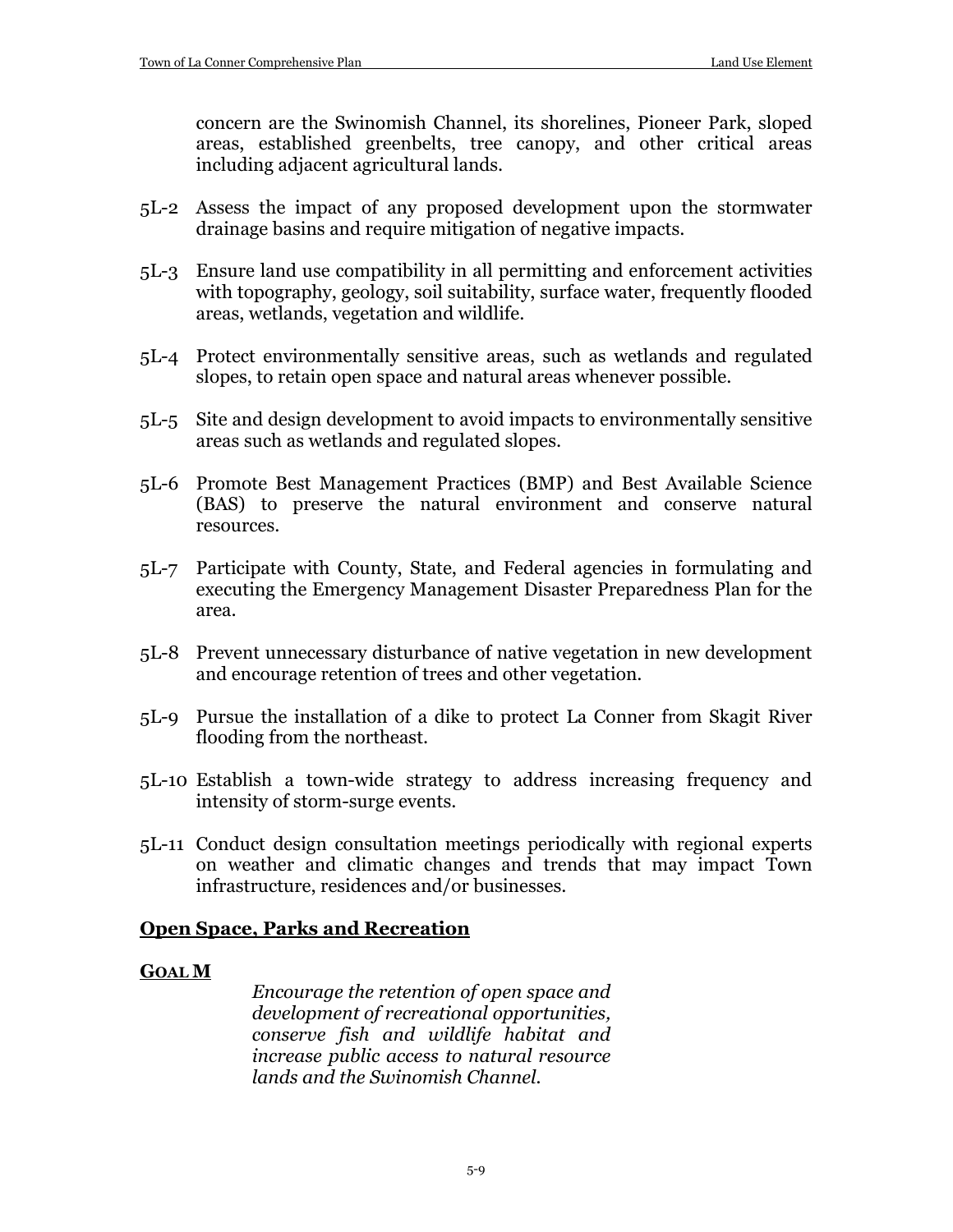concern are the Swinomish Channel, its shorelines, Pioneer Park, sloped areas, established greenbelts, tree canopy, and other critical areas including adjacent agricultural lands.

5L-2 Assess the impact of any proposed development upon the stormwater drainage basins and require mitigation of negative impacts.

5L-3 Ensure land use compatibility in all permitting and enforcement activities with topography, geology, soil suitability, surface water, frequently flooded areas, wetlands, vegetation and wildlife.

5L-4 Protect environmentally sensitive areas, such as wetlands and regulated slopes, to retain open space and natural areas whenever possible.

5L-5 Site and design development to avoid impacts to environmentally sensitive areas such as wetlands and regulated slopes.

5L-6 Promote Best Management Practices (BMP) and Best Available Science (BAS) to preserve the natural environment and conserve natural resources.

5L-7 Participate with County, State, and Federal agencies in formulating and executing the Emergency Management Disaster Preparedness Plan for the area.

5L-8 Prevent unnecessary disturbance of native vegetation in new development and encourage retention of trees and other vegetation.

5L-9 Pursue the installation of a dike to protect La Conner from Skagit River flooding from the northeast.

5L-10 Establish a town-wide strategy to address increasing frequency and intensity of storm-surge events.

5L-11 Conduct design consultation meetings periodically with regional experts on weather and climatic changes and trends that may impact Town infrastructure, residences and/or businesses.

## Open Space, Parks and Recreation

**GOAL M**

*Encourage the retention of open space and development of recreational opportunities, conserve fish and wildlife habitat and increase public access to natural resource lands and the Swinomish Channel.*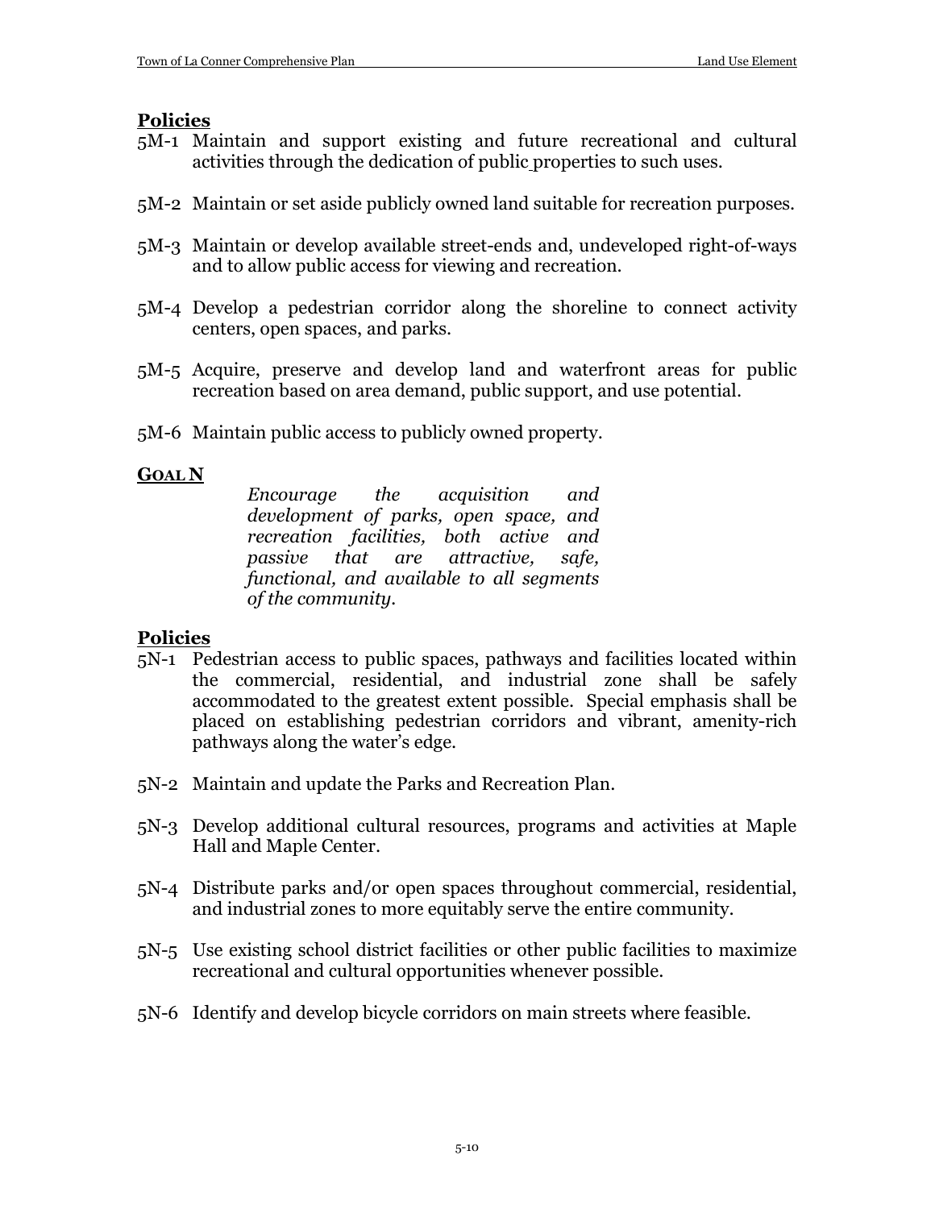**Policies**

5M-1 Maintain and support existing and future recreational and cultural activities through the dedication of public properties to such uses.

5M-2 Maintain or set aside publicly owned land suitable for recreation purposes.

5M-3 Maintain or develop available street-ends and, undeveloped right-of-ways and to allow public access for viewing and recreation.

5M-4 Develop a pedestrian corridor along the shoreline to connect activity centers, open spaces, and parks.

5M-5 Acquire, preserve and develop land and waterfront areas for public recreation based on area demand, public support, and use potential.

5M-6 Maintain public access to publicly owned property.

**GOAL N**

*Encourage the acquisition and development of parks, open space, and recreation facilities, both active and passive that are attractive, safe, functional, and available to all segments of the community.*

**Policies**

5N-1 Pedestrian access to public spaces, pathways and facilities located within the commercial, residential, and industrial zone shall be safely accommodated to the greatest extent possible. Special emphasis shall be placed on establishing pedestrian corridors and vibrant, amenity-rich pathways along the water's edge.

5N-2 Maintain and update the Parks and Recreation Plan.

5N-3 Develop additional cultural resources, programs and activities at Maple Hall and Maple Center.

5N-4 Distribute parks and/or open spaces throughout commercial, residential, and industrial zones to more equitably serve the entire community.

5N-5 Use existing school district facilities or other public facilities to maximize recreational and cultural opportunities whenever possible.

5N-6 Identify and develop bicycle corridors on main streets where feasible.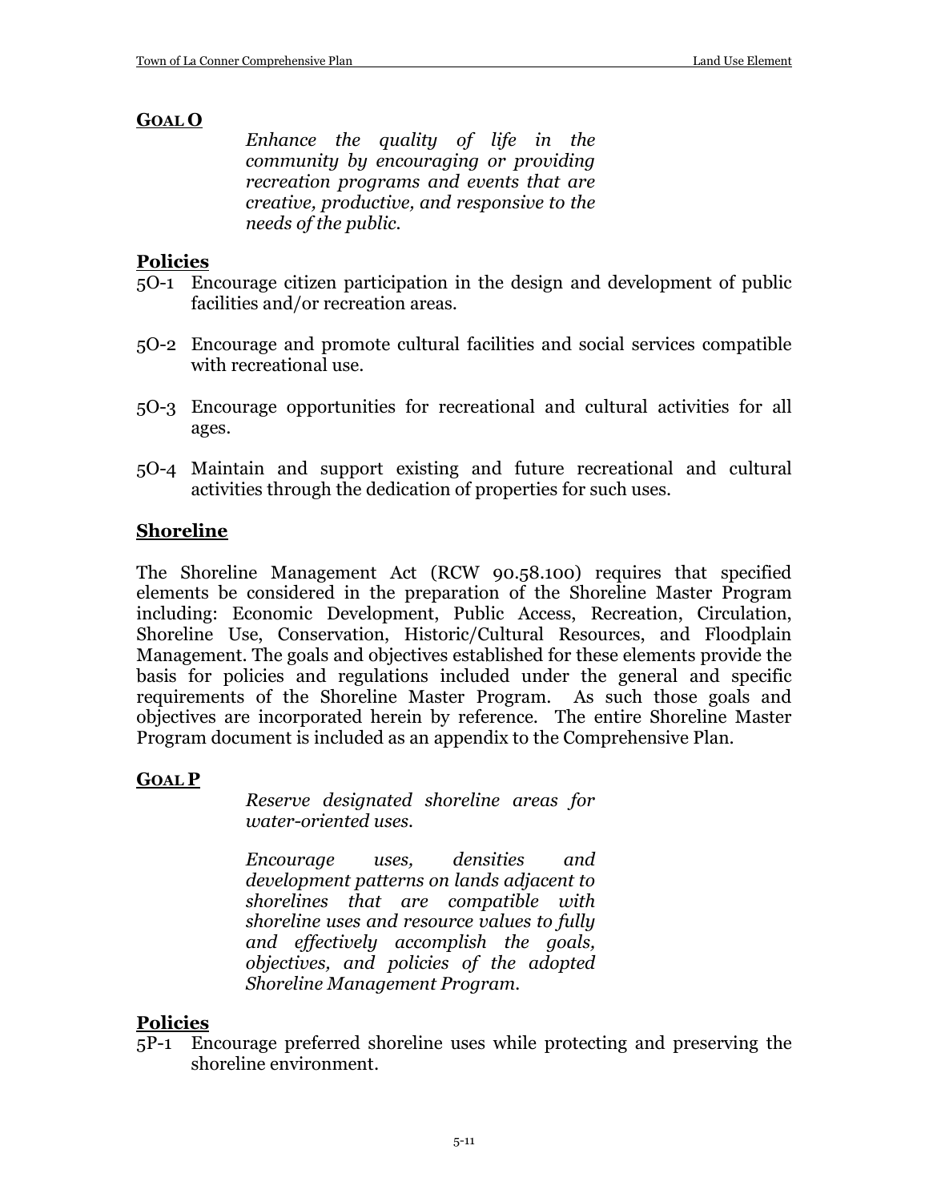### GOAL O

*Enhance the quality of life in the community by encouraging or providing recreation programs and events that are creative, productive, and responsive to the needs of the public.*

#### Policies

5O-1 Encourage citizen participation in the design and development of public facilities and/or recreation areas.

5O-2 Encourage and promote cultural facilities and social services compatible with recreational use.

5O-3 Encourage opportunities for recreational and cultural activities for all ages.

5O-4 Maintain and support existing and future recreational and cultural activities through the dedication of properties for such uses.

## Shoreline

The Shoreline Management Act (RCW 90.58.100) requires that specified elements be considered in the preparation of the Shoreline Master Program including: Economic Development, Public Access, Recreation, Circulation, Shoreline Use, Conservation, Historic/Cultural Resources, and Floodplain Management. The goals and objectives established for these elements provide the basis for policies and regulations included under the general and specific requirements of the Shoreline Master Program. As such those goals and objectives are incorporated herein by reference. The entire Shoreline Master Program document is included as an appendix to the Comprehensive Plan.

### GOAL P

*Reserve designated shoreline areas for water-oriented uses.*

*Encourage uses, densities and development patterns on lands adjacent to shorelines that are compatible with shoreline uses and resource values to fully and effectively accomplish the goals, objectives, and policies of the adopted Shoreline Management Program.*

#### Policies

5P-1 Encourage preferred shoreline uses while protecting and preserving the shoreline environment.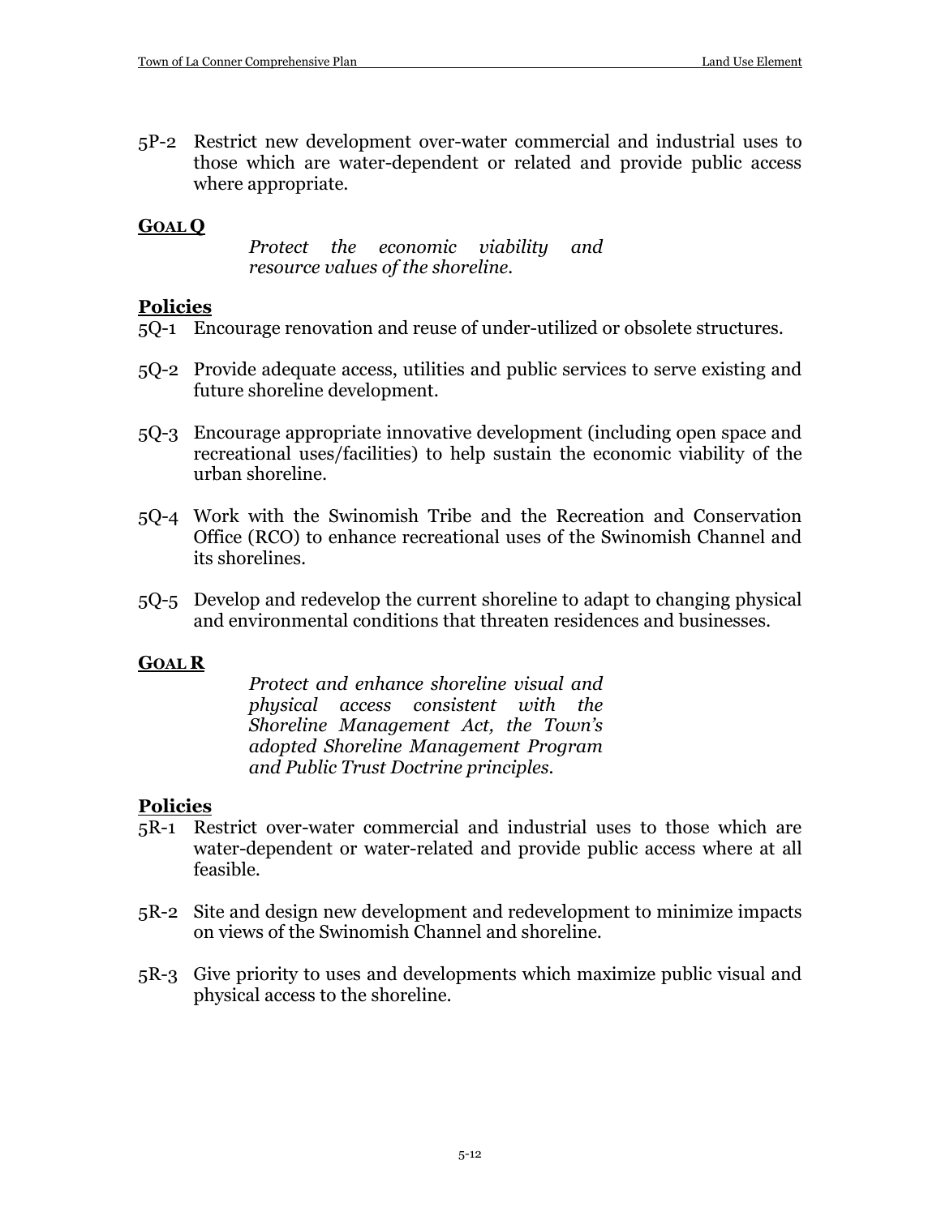5P-2 Restrict new development over-water commercial and industrial uses to those which are water-dependent or related and provide public access where appropriate.

**GOAL Q**

*Protect the economic viability and resource values of the shoreline.*

**Policies**

5Q-1 Encourage renovation and reuse of under-utilized or obsolete structures.

5Q-2 Provide adequate access, utilities and public services to serve existing and future shoreline development.

5Q-3 Encourage appropriate innovative development (including open space and recreational uses/facilities) to help sustain the economic viability of the urban shoreline.

5Q-4 Work with the Swinomish Tribe and the Recreation and Conservation Office (RCO) to enhance recreational uses of the Swinomish Channel and its shorelines.

5Q-5 Develop and redevelop the current shoreline to adapt to changing physical and environmental conditions that threaten residences and businesses.

**GOAL R**

*Protect and enhance shoreline visual and physical access consistent with the Shoreline Management Act, the Town's adopted Shoreline Management Program and Public Trust Doctrine principles.*

**Policies**

5R-1 Restrict over-water commercial and industrial uses to those which are water-dependent or water-related and provide public access where at all feasible.

5R-2 Site and design new development and redevelopment to minimize impacts on views of the Swinomish Channel and shoreline.

5R-3 Give priority to uses and developments which maximize public visual and physical access to the shoreline.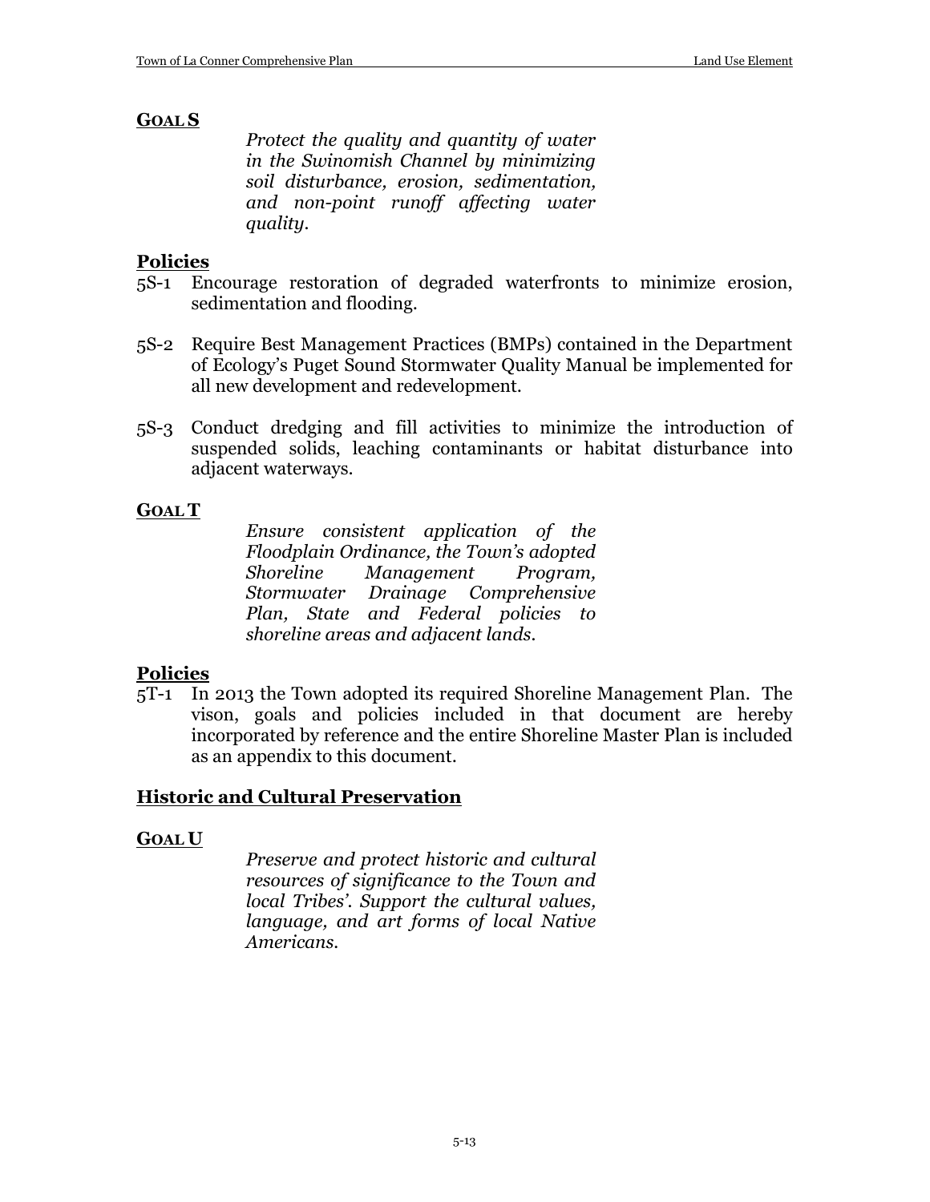**GOAL S**

*Protect the quality and quantity of water in the Swinomish Channel by minimizing soil disturbance, erosion, sedimentation, and non-point runoff affecting water quality.*

**Policies**

5S-1 Encourage restoration of degraded waterfronts to minimize erosion, sedimentation and flooding.

5S-2 Require Best Management Practices (BMPs) contained in the Department of Ecology's Puget Sound Stormwater Quality Manual be implemented for all new development and redevelopment.

5S-3 Conduct dredging and fill activities to minimize the introduction of suspended solids, leaching contaminants or habitat disturbance into adjacent waterways.

**GOAL T**

*Ensure consistent application of the Floodplain Ordinance, the Town's adopted Shoreline Management Program, Stormwater Drainage Comprehensive Plan, State and Federal policies to shoreline areas and adjacent lands.*

**Policies**

5T-1 In 2013 the Town adopted its required Shoreline Management Plan. The vison, goals and policies included in that document are hereby incorporated by reference and the entire Shoreline Master Plan is included as an appendix to this document.

## Historic and Cultural Preservation

**GOAL U**

*Preserve and protect historic and cultural resources of significance to the Town and local Tribes'. Support the cultural values, language, and art forms of local Native Americans.*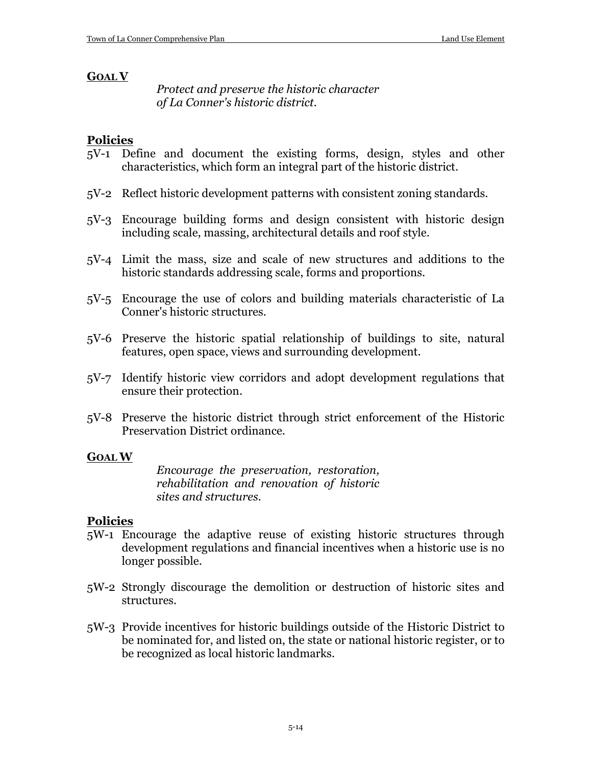## GOAL V

*Protect and preserve the historic character of La Conner's historic district.*

### Policies

5V-1 Define and document the existing forms, design, styles and other characteristics, which form an integral part of the historic district.

5V-2 Reflect historic development patterns with consistent zoning standards.

5V-3 Encourage building forms and design consistent with historic design including scale, massing, architectural details and roof style.

5V-4 Limit the mass, size and scale of new structures and additions to the historic standards addressing scale, forms and proportions.

5V-5 Encourage the use of colors and building materials characteristic of La Conner's historic structures.

5V-6 Preserve the historic spatial relationship of buildings to site, natural features, open space, views and surrounding development.

5V-7 Identify historic view corridors and adopt development regulations that ensure their protection.

5V-8 Preserve the historic district through strict enforcement of the Historic Preservation District ordinance.

## GOAL W

*Encourage the preservation, restoration, rehabilitation and renovation of historic sites and structures.*

### Policies

5W-1 Encourage the adaptive reuse of existing historic structures through development regulations and financial incentives when a historic use is no longer possible.

5W-2 Strongly discourage the demolition or destruction of historic sites and structures.

5W-3 Provide incentives for historic buildings outside of the Historic District to be nominated for, and listed on, the state or national historic register, or to be recognized as local historic landmarks.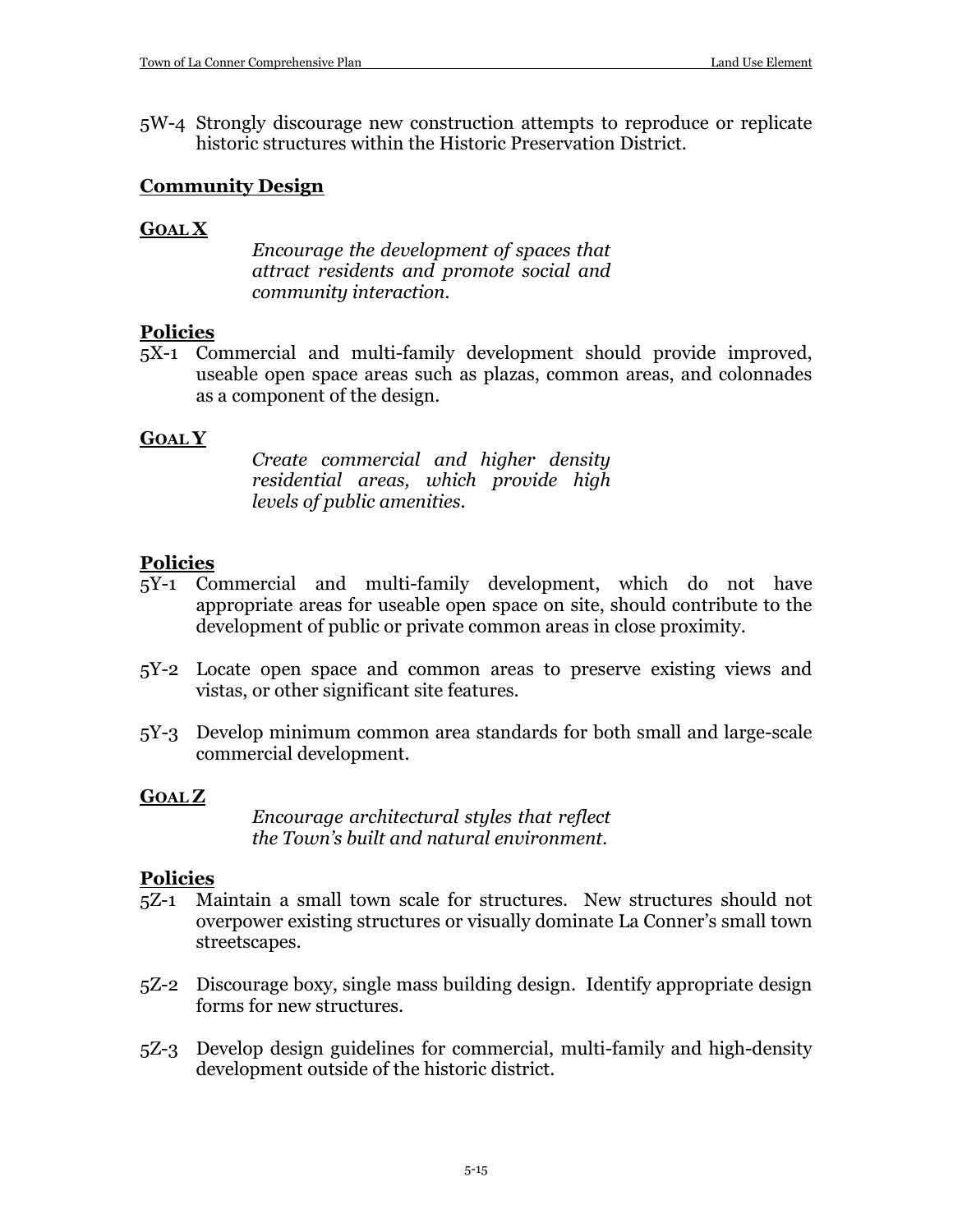5W-4 Strongly discourage new construction attempts to reproduce or replicate historic structures within the Historic Preservation District.

## Community Design

### GOAL X

*Encourage the development of spaces that attract residents and promote social and community interaction.*

#### Policies

5X-1 Commercial and multi-family development should provide improved, useable open space areas such as plazas, common areas, and colonnades as a component of the design.

### GOAL Y

*Create commercial and higher density residential areas, which provide high levels of public amenities.*

#### Policies

5Y-1 Commercial and multi-family development, which do not have appropriate areas for useable open space on site, should contribute to the development of public or private common areas in close proximity.

5Y-2 Locate open space and common areas to preserve existing views and vistas, or other significant site features.

5Y-3 Develop minimum common area standards for both small and large-scale commercial development.

### GOAL Z

*Encourage architectural styles that reflect the Town's built and natural environment.*

#### Policies

5Z-1 Maintain a small town scale for structures. New structures should not overpower existing structures or visually dominate La Conner's small town streetscapes.

5Z-2 Discourage boxy, single mass building design. Identify appropriate design forms for new structures.

5Z-3 Develop design guidelines for commercial, multi-family and high-density development outside of the historic district.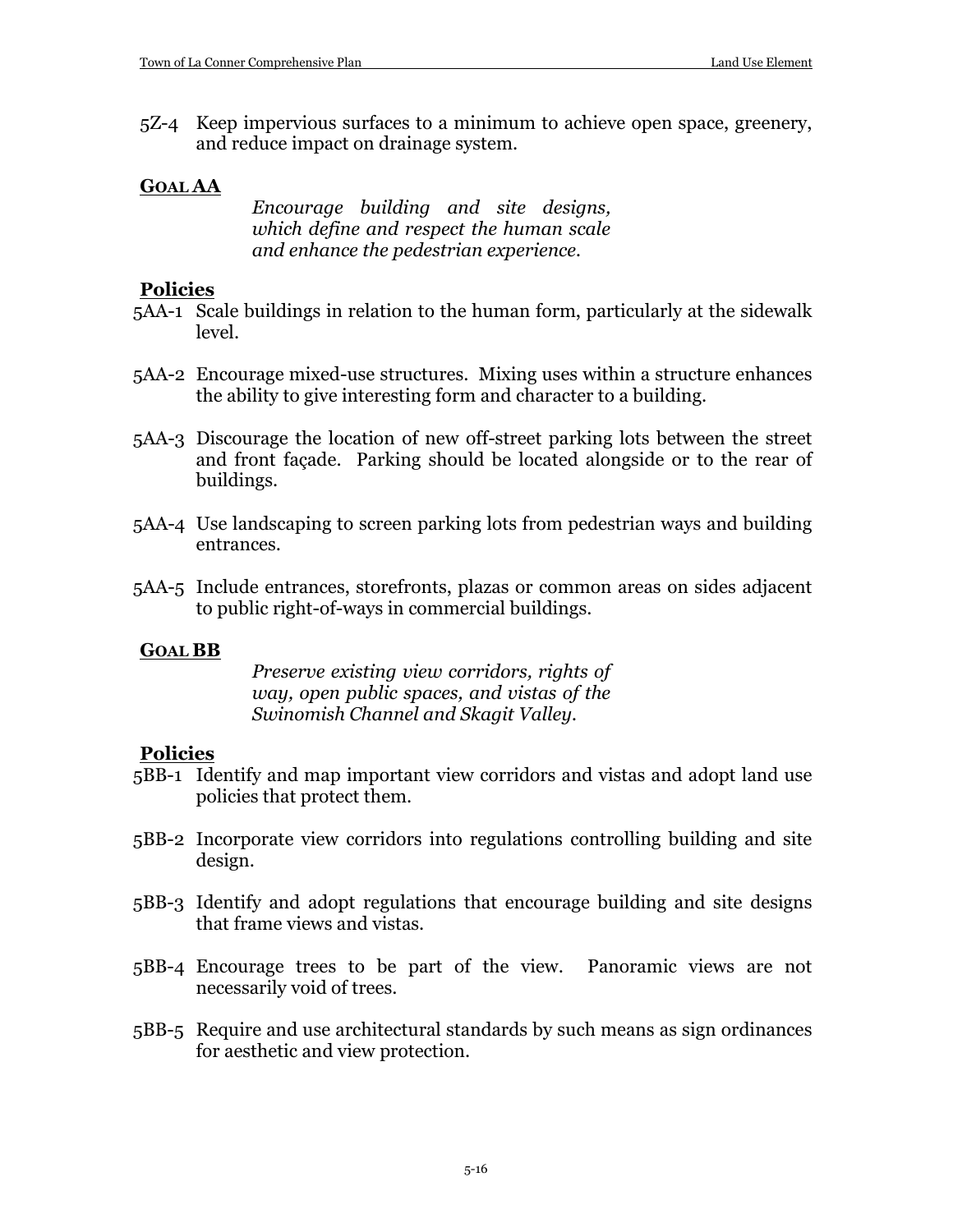5Z-4 Keep impervious surfaces to a minimum to achieve open space, greenery, and reduce impact on drainage system.

**GOAL AA**

*Encourage building and site designs, which define and respect the human scale and enhance the pedestrian experience.*

**Policies**

5AA-1 Scale buildings in relation to the human form, particularly at the sidewalk level.

5AA-2 Encourage mixed-use structures. Mixing uses within a structure enhances the ability to give interesting form and character to a building.

5AA-3 Discourage the location of new off-street parking lots between the street and front façade. Parking should be located alongside or to the rear of buildings.

5AA-4 Use landscaping to screen parking lots from pedestrian ways and building entrances.

5AA-5 Include entrances, storefronts, plazas or common areas on sides adjacent to public right-of-ways in commercial buildings.

**GOAL BB**

*Preserve existing view corridors, rights of way, open public spaces, and vistas of the Swinomish Channel and Skagit Valley.*

**Policies**

5BB-1 Identify and map important view corridors and vistas and adopt land use policies that protect them.

5BB-2 Incorporate view corridors into regulations controlling building and site design.

5BB-3 Identify and adopt regulations that encourage building and site designs that frame views and vistas.

5BB-4 Encourage trees to be part of the view. Panoramic views are not necessarily void of trees.

5BB-5 Require and use architectural standards by such means as sign ordinances for aesthetic and view protection.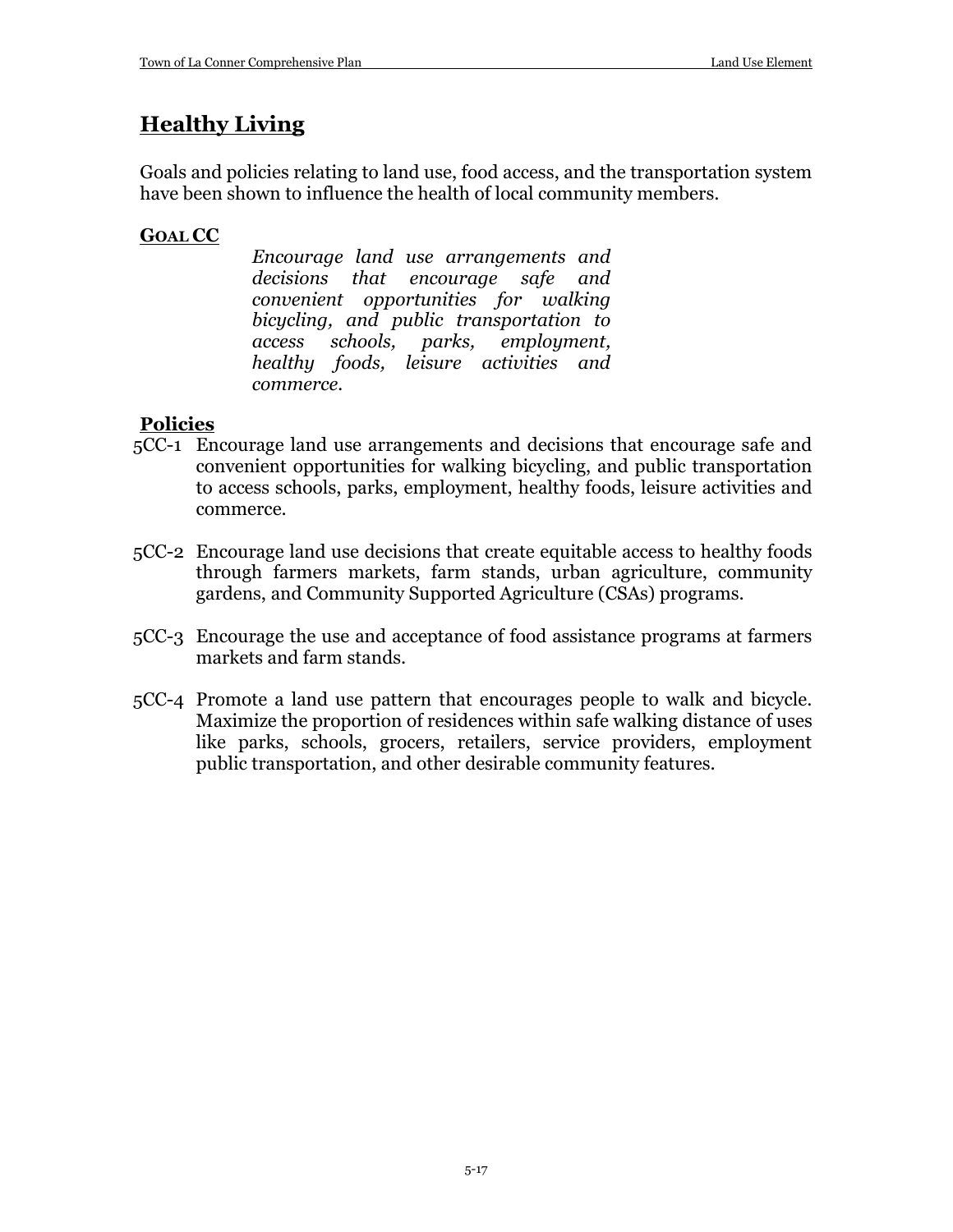## Healthy Living

Goals and policies relating to land use, food access, and the transportation system have been shown to influence the health of local community members.

**GOAL CC**

*Encourage land use arrangements and decisions that encourage safe and convenient opportunities for walking bicycling, and public transportation to access schools, parks, employment, healthy foods, leisure activities and commerce.*

**Policies**

5CC-1 Encourage land use arrangements and decisions that encourage safe and convenient opportunities for walking bicycling, and public transportation to access schools, parks, employment, healthy foods, leisure activities and commerce.

5CC-2 Encourage land use decisions that create equitable access to healthy foods through farmers markets, farm stands, urban agriculture, community gardens, and Community Supported Agriculture (CSAs) programs.

5CC-3 Encourage the use and acceptance of food assistance programs at farmers markets and farm stands.

5CC-4 Promote a land use pattern that encourages people to walk and bicycle. Maximize the proportion of residences within safe walking distance of uses like parks, schools, grocers, retailers, service providers, employment public transportation, and other desirable community features.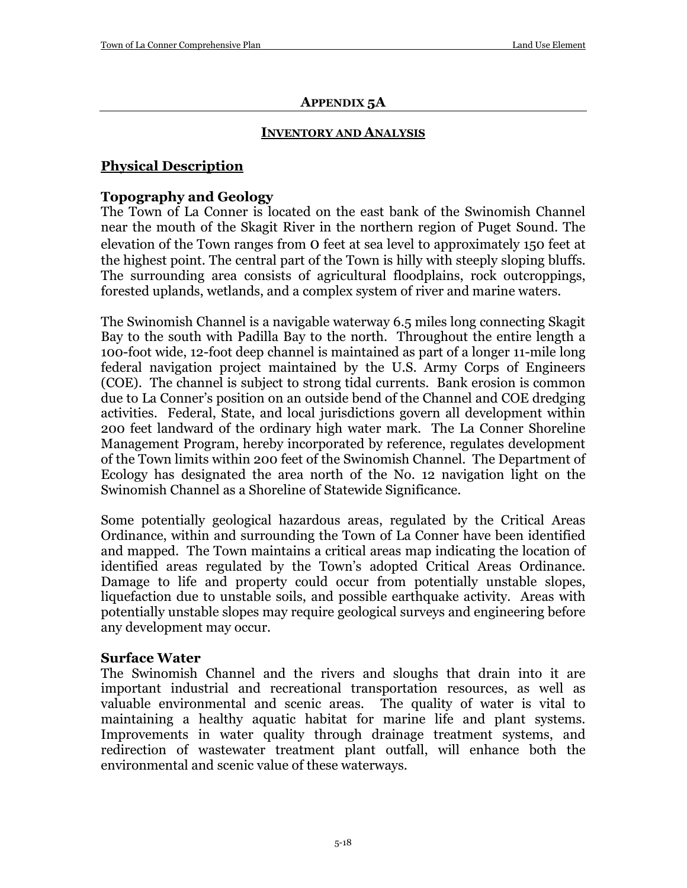# APPENDIX 5A

## INVENTORY AND ANALYSIS

## Physical Description

### Topography and Geology

The Town of La Conner is located on the east bank of the Swinomish Channel near the mouth of the Skagit River in the northern region of Puget Sound. The elevation of the Town ranges from 0 feet at sea level to approximately 150 feet at the highest point. The central part of the Town is hilly with steeply sloping bluffs. The surrounding area consists of agricultural floodplains, rock outcroppings, forested uplands, wetlands, and a complex system of river and marine waters.

The Swinomish Channel is a navigable waterway 6.5 miles long connecting Skagit Bay to the south with Padilla Bay to the north. Throughout the entire length a 100-foot wide, 12-foot deep channel is maintained as part of a longer 11-mile long federal navigation project maintained by the U.S. Army Corps of Engineers (COE). The channel is subject to strong tidal currents. Bank erosion is common due to La Conner's position on an outside bend of the Channel and COE dredging activities. Federal, State, and local jurisdictions govern all development within 200 feet landward of the ordinary high water mark. The La Conner Shoreline Management Program, hereby incorporated by reference, regulates development of the Town limits within 200 feet of the Swinomish Channel. The Department of Ecology has designated the area north of the No. 12 navigation light on the Swinomish Channel as a Shoreline of Statewide Significance.

Some potentially geological hazardous areas, regulated by the Critical Areas Ordinance, within and surrounding the Town of La Conner have been identified and mapped. The Town maintains a critical areas map indicating the location of identified areas regulated by the Town's adopted Critical Areas Ordinance. Damage to life and property could occur from potentially unstable slopes, liquefaction due to unstable soils, and possible earthquake activity. Areas with potentially unstable slopes may require geological surveys and engineering before any development may occur.

### Surface Water

The Swinomish Channel and the rivers and sloughs that drain into it are important industrial and recreational transportation resources, as well as valuable environmental and scenic areas. The quality of water is vital to maintaining a healthy aquatic habitat for marine life and plant systems. Improvements in water quality through drainage treatment systems, and redirection of wastewater treatment plant outfall, will enhance both the environmental and scenic value of these waterways.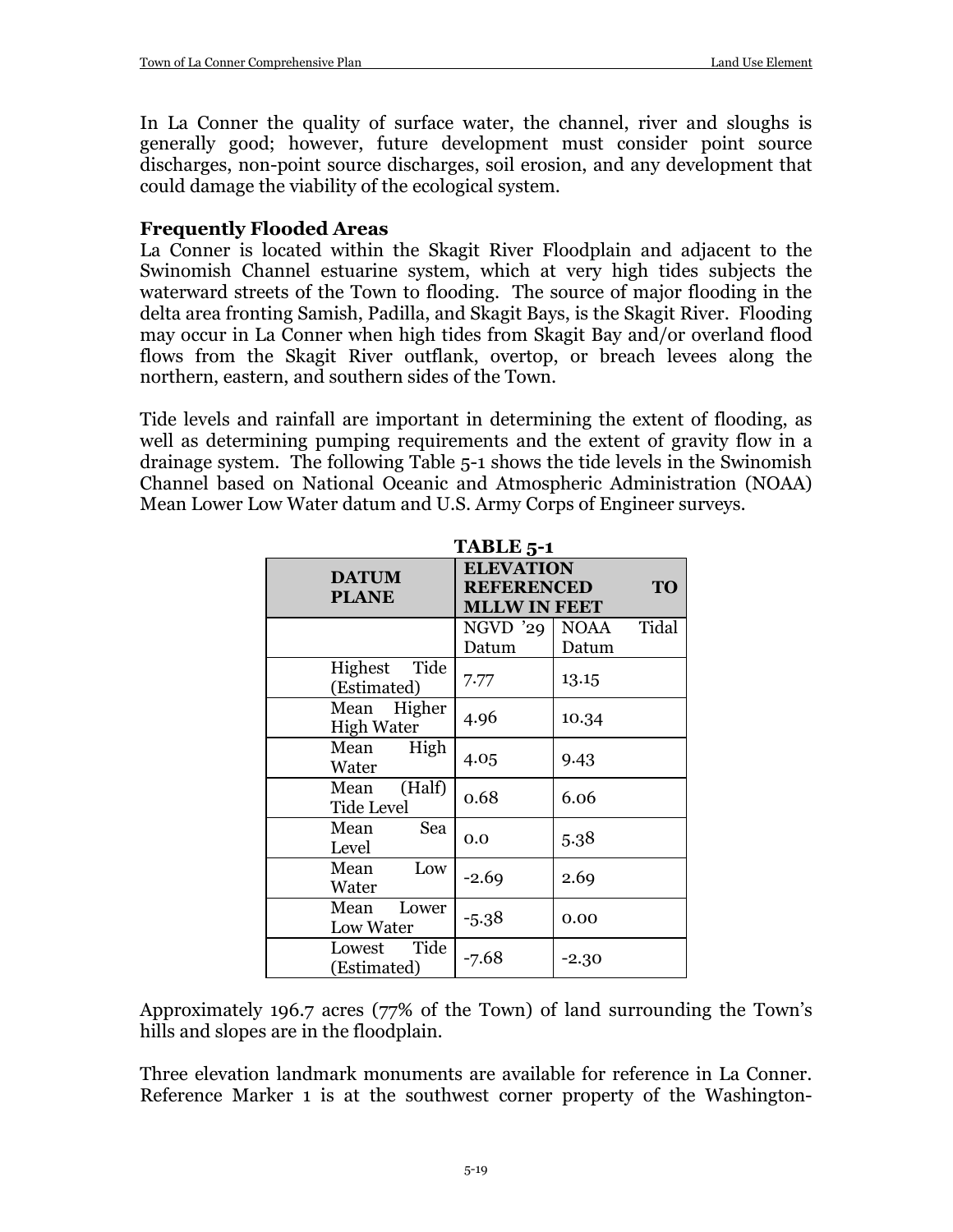In La Conner the quality of surface water, the channel, river and sloughs is generally good; however, future development must consider point source discharges, non-point source discharges, soil erosion, and any development that could damage the viability of the ecological system.

### Frequently Flooded Areas

La Conner is located within the Skagit River Floodplain and adjacent to the Swinomish Channel estuarine system, which at very high tides subjects the waterward streets of the Town to flooding. The source of major flooding in the delta area fronting Samish, Padilla, and Skagit Bays, is the Skagit River. Flooding may occur in La Conner when high tides from Skagit Bay and/or overland flood flows from the Skagit River outflank, overtop, or breach levees along the northern, eastern, and southern sides of the Town.

Tide levels and rainfall are important in determining the extent of flooding, as well as determining pumping requirements and the extent of gravity flow in a drainage system. The following Table 5-1 shows the tide levels in the Swinomish Channel based on National Oceanic and Atmospheric Administration (NOAA) Mean Lower Low Water datum and U.S. Army Corps of Engineer surveys.

**TABLE 5-1**

| DATUM PLANE | ELEVATION REFERENCED TO MLLW IN FEET | |
|---|---|---|
| | NGVD '29 Datum | NOAA Tidal Datum |
| Highest Tide (Estimated) | 7.77 | 13.15 |
| Mean Higher High Water | 4.96 | 10.34 |
| Mean High Water | 4.05 | 9.43 |
| Mean (Half) Tide Level | 0.68 | 6.06 |
| Mean Sea Level | 0.0 | 5.38 |
| Mean Low Water | -2.69 | 2.69 |
| Mean Lower Low Water | -5.38 | 0.00 |
| Lowest Tide (Estimated) | -7.68 | -2.30 |

Approximately 196.7 acres (77% of the Town) of land surrounding the Town's hills and slopes are in the floodplain.

Three elevation landmark monuments are available for reference in La Conner. Reference Marker 1 is at the southwest corner property of the Washington-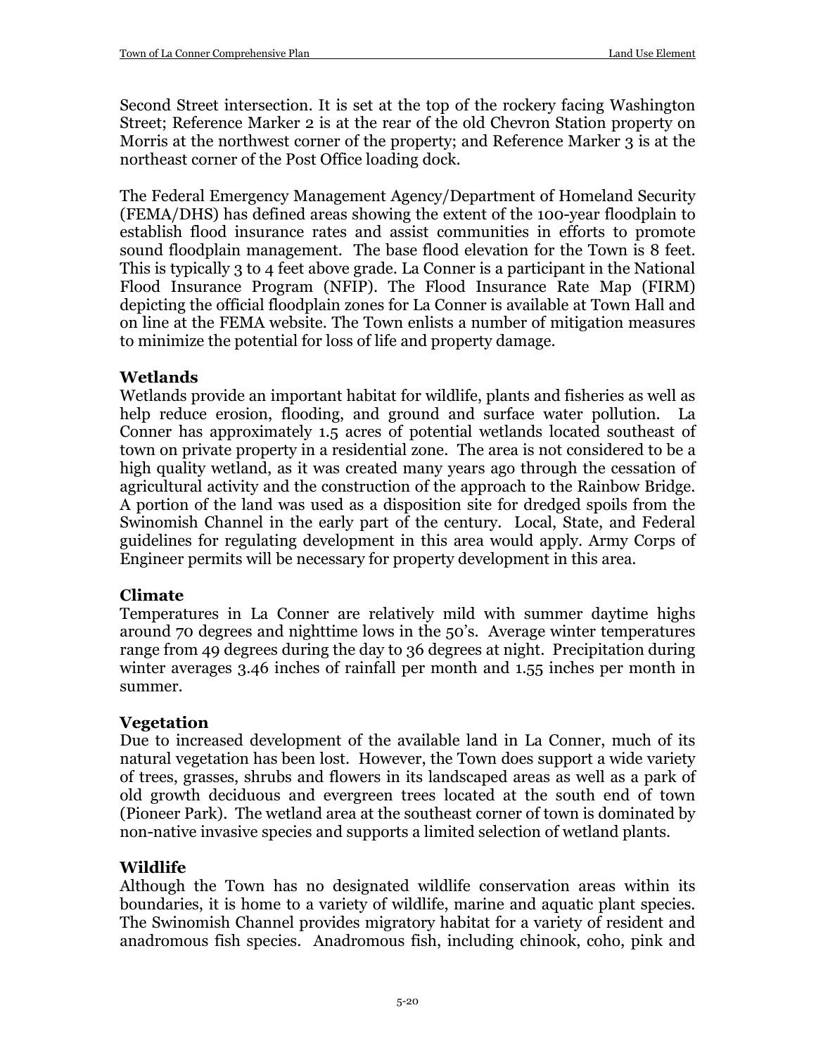Second Street intersection. It is set at the top of the rockery facing Washington Street; Reference Marker 2 is at the rear of the old Chevron Station property on Morris at the northwest corner of the property; and Reference Marker 3 is at the northeast corner of the Post Office loading dock.

The Federal Emergency Management Agency/Department of Homeland Security (FEMA/DHS) has defined areas showing the extent of the 100-year floodplain to establish flood insurance rates and assist communities in efforts to promote sound floodplain management. The base flood elevation for the Town is 8 feet. This is typically 3 to 4 feet above grade. La Conner is a participant in the National Flood Insurance Program (NFIP). The Flood Insurance Rate Map (FIRM) depicting the official floodplain zones for La Conner is available at Town Hall and on line at the FEMA website. The Town enlists a number of mitigation measures to minimize the potential for loss of life and property damage.

### Wetlands

Wetlands provide an important habitat for wildlife, plants and fisheries as well as help reduce erosion, flooding, and ground and surface water pollution. La Conner has approximately 1.5 acres of potential wetlands located southeast of town on private property in a residential zone. The area is not considered to be a high quality wetland, as it was created many years ago through the cessation of agricultural activity and the construction of the approach to the Rainbow Bridge. A portion of the land was used as a disposition site for dredged spoils from the Swinomish Channel in the early part of the century. Local, State, and Federal guidelines for regulating development in this area would apply. Army Corps of Engineer permits will be necessary for property development in this area.

### Climate

Temperatures in La Conner are relatively mild with summer daytime highs around 70 degrees and nighttime lows in the 50's. Average winter temperatures range from 49 degrees during the day to 36 degrees at night. Precipitation during winter averages 3.46 inches of rainfall per month and 1.55 inches per month in summer.

### Vegetation

Due to increased development of the available land in La Conner, much of its natural vegetation has been lost. However, the Town does support a wide variety of trees, grasses, shrubs and flowers in its landscaped areas as well as a park of old growth deciduous and evergreen trees located at the south end of town (Pioneer Park). The wetland area at the southeast corner of town is dominated by non-native invasive species and supports a limited selection of wetland plants.

### Wildlife

Although the Town has no designated wildlife conservation areas within its boundaries, it is home to a variety of wildlife, marine and aquatic plant species. The Swinomish Channel provides migratory habitat for a variety of resident and anadromous fish species. Anadromous fish, including chinook, coho, pink and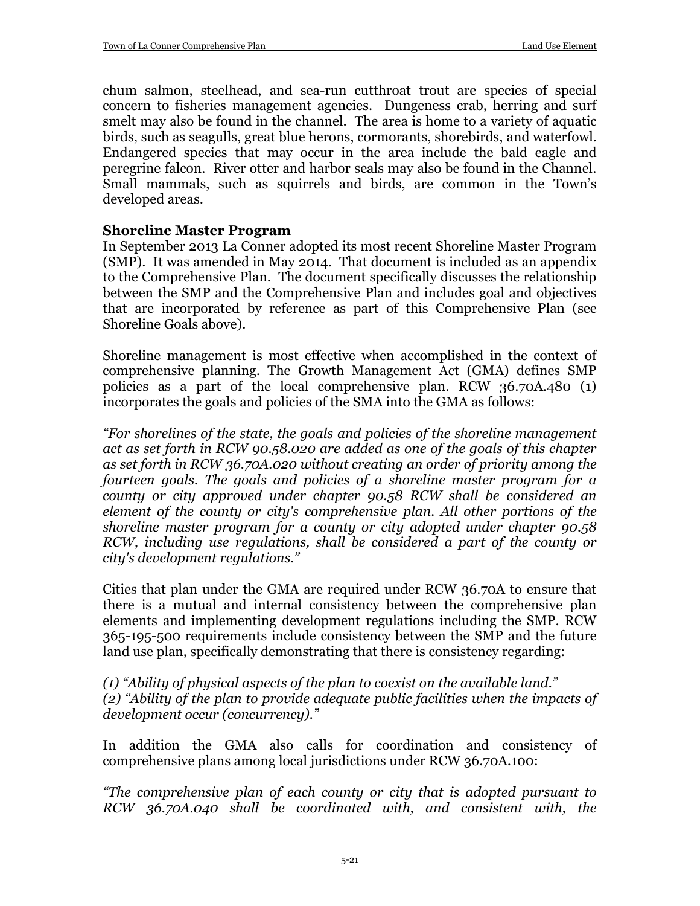chum salmon, steelhead, and sea-run cutthroat trout are species of special concern to fisheries management agencies. Dungeness crab, herring and surf smelt may also be found in the channel. The area is home to a variety of aquatic birds, such as seagulls, great blue herons, cormorants, shorebirds, and waterfowl. Endangered species that may occur in the area include the bald eagle and peregrine falcon. River otter and harbor seals may also be found in the Channel. Small mammals, such as squirrels and birds, are common in the Town's developed areas.

### Shoreline Master Program

In September 2013 La Conner adopted its most recent Shoreline Master Program (SMP). It was amended in May 2014. That document is included as an appendix to the Comprehensive Plan. The document specifically discusses the relationship between the SMP and the Comprehensive Plan and includes goal and objectives that are incorporated by reference as part of this Comprehensive Plan (see Shoreline Goals above).

Shoreline management is most effective when accomplished in the context of comprehensive planning. The Growth Management Act (GMA) defines SMP policies as a part of the local comprehensive plan. RCW 36.70A.480 (1) incorporates the goals and policies of the SMA into the GMA as follows:

*"For shorelines of the state, the goals and policies of the shoreline management act as set forth in RCW 90.58.020 are added as one of the goals of this chapter as set forth in RCW 36.70A.020 without creating an order of priority among the fourteen goals. The goals and policies of a shoreline master program for a county or city approved under chapter 90.58 RCW shall be considered an element of the county or city's comprehensive plan. All other portions of the shoreline master program for a county or city adopted under chapter 90.58 RCW, including use regulations, shall be considered a part of the county or city's development regulations."*

Cities that plan under the GMA are required under RCW 36.70A to ensure that there is a mutual and internal consistency between the comprehensive plan elements and implementing development regulations including the SMP. RCW 365-195-500 requirements include consistency between the SMP and the future land use plan, specifically demonstrating that there is consistency regarding:

*(1) "Ability of physical aspects of the plan to coexist on the available land."*
*(2) "Ability of the plan to provide adequate public facilities when the impacts of development occur (concurrency)."*

In addition the GMA also calls for coordination and consistency of comprehensive plans among local jurisdictions under RCW 36.70A.100:

*"The comprehensive plan of each county or city that is adopted pursuant to RCW 36.70A.040 shall be coordinated with, and consistent with, the*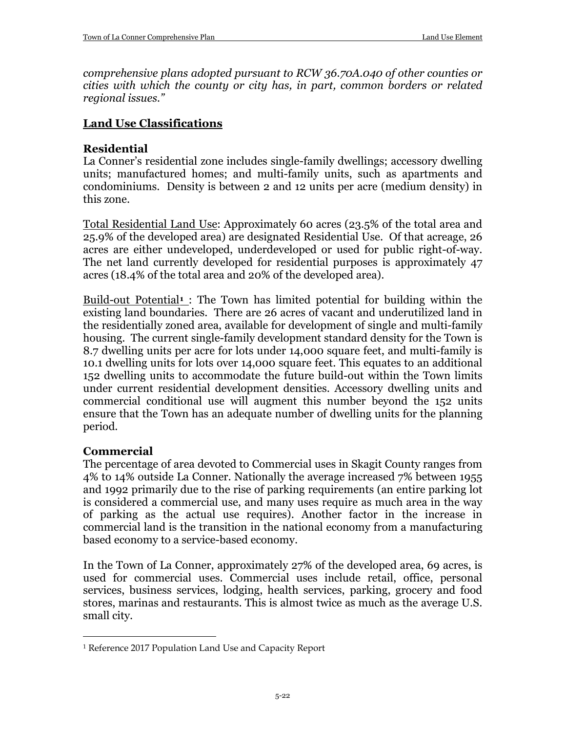*comprehensive plans adopted pursuant to RCW 36.70A.040 of other counties or cities with which the county or city has, in part, common borders or related regional issues."*

## Land Use Classifications

### Residential

La Conner's residential zone includes single-family dwellings; accessory dwelling units; manufactured homes; and multi-family units, such as apartments and condominiums. Density is between 2 and 12 units per acre (medium density) in this zone.

Total Residential Land Use: Approximately 60 acres (23.5% of the total area and 25.9% of the developed area) are designated Residential Use. Of that acreage, 26 acres are either undeveloped, underdeveloped or used for public right-of-way. The net land currently developed for residential purposes is approximately 47 acres (18.4% of the total area and 20% of the developed area).

Build-out Potential[1] : The Town has limited potential for building within the existing land boundaries. There are 26 acres of vacant and underutilized land in the residentially zoned area, available for development of single and multi-family housing. The current single-family development standard density for the Town is 8.7 dwelling units per acre for lots under 14,000 square feet, and multi-family is 10.1 dwelling units for lots over 14,000 square feet. This equates to an additional 152 dwelling units to accommodate the future build-out within the Town limits under current residential development densities. Accessory dwelling units and commercial conditional use will augment this number beyond the 152 units ensure that the Town has an adequate number of dwelling units for the planning period.

### Commercial

The percentage of area devoted to Commercial uses in Skagit County ranges from 4% to 14% outside La Conner. Nationally the average increased 7% between 1955 and 1992 primarily due to the rise of parking requirements (an entire parking lot is considered a commercial use, and many uses require as much area in the way of parking as the actual use requires). Another factor in the increase in commercial land is the transition in the national economy from a manufacturing based economy to a service-based economy.

In the Town of La Conner, approximately 27% of the developed area, 69 acres, is used for commercial uses. Commercial uses include retail, office, personal services, business services, lodging, health services, parking, grocery and food stores, marinas and restaurants. This is almost twice as much as the average U.S. small city.

---

[1] Reference 2017 Population Land Use and Capacity Report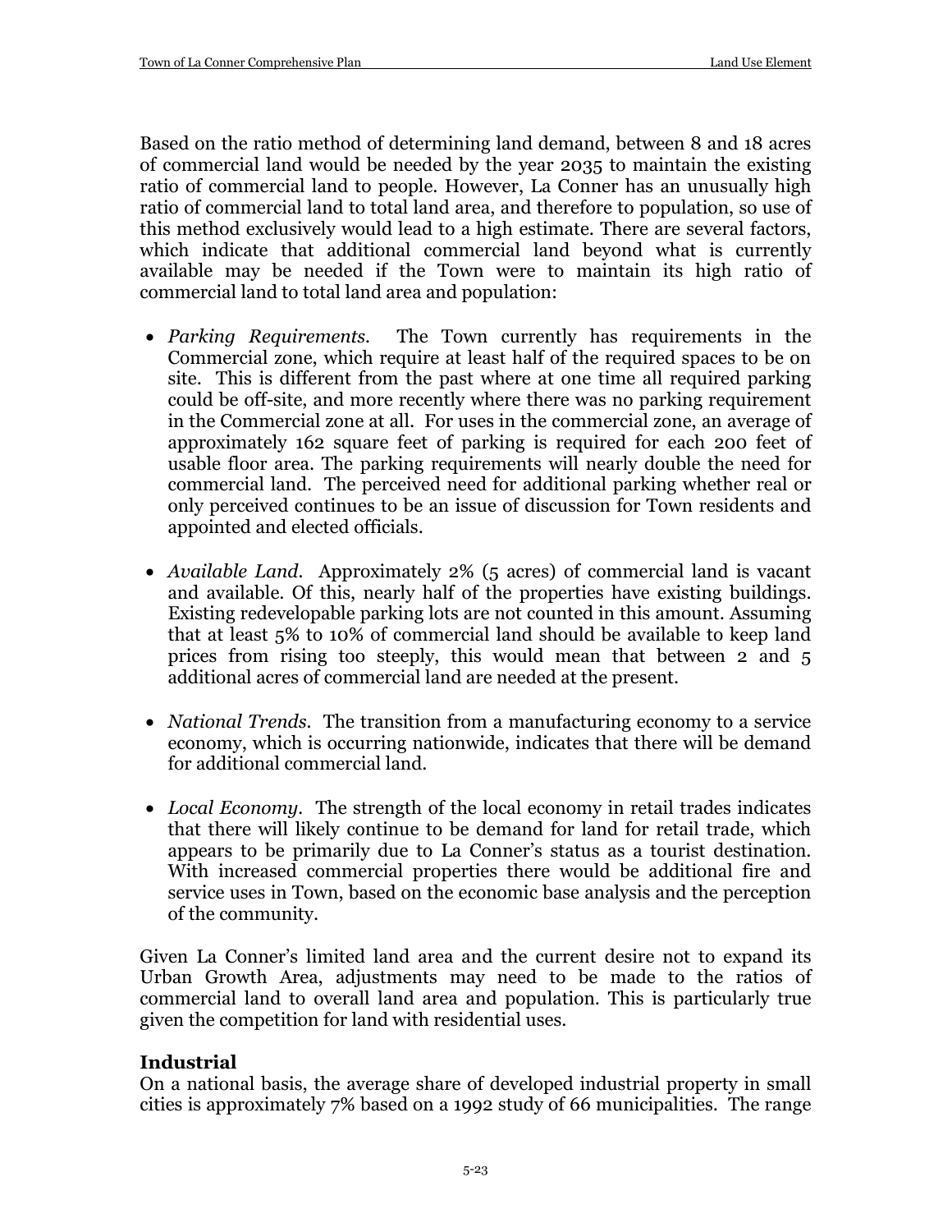Based on the ratio method of determining land demand, between 8 and 18 acres of commercial land would be needed by the year 2035 to maintain the existing ratio of commercial land to people. However, La Conner has an unusually high ratio of commercial land to total land area, and therefore to population, so use of this method exclusively would lead to a high estimate. There are several factors, which indicate that additional commercial land beyond what is currently available may be needed if the Town were to maintain its high ratio of commercial land to total land area and population:

- *Parking Requirements.* The Town currently has requirements in the Commercial zone, which require at least half of the required spaces to be on site. This is different from the past where at one time all required parking could be off-site, and more recently where there was no parking requirement in the Commercial zone at all. For uses in the commercial zone, an average of approximately 162 square feet of parking is required for each 200 feet of usable floor area. The parking requirements will nearly double the need for commercial land. The perceived need for additional parking whether real or only perceived continues to be an issue of discussion for Town residents and appointed and elected officials.

- *Available Land.* Approximately 2% (5 acres) of commercial land is vacant and available. Of this, nearly half of the properties have existing buildings. Existing redevelopable parking lots are not counted in this amount. Assuming that at least 5% to 10% of commercial land should be available to keep land prices from rising too steeply, this would mean that between 2 and 5 additional acres of commercial land are needed at the present.

- *National Trends.* The transition from a manufacturing economy to a service economy, which is occurring nationwide, indicates that there will be demand for additional commercial land.

- *Local Economy.* The strength of the local economy in retail trades indicates that there will likely continue to be demand for land for retail trade, which appears to be primarily due to La Conner's status as a tourist destination. With increased commercial properties there would be additional fire and service uses in Town, based on the economic base analysis and the perception of the community.

Given La Conner's limited land area and the current desire not to expand its Urban Growth Area, adjustments may need to be made to the ratios of commercial land to overall land area and population. This is particularly true given the competition for land with residential uses.

### Industrial

On a national basis, the average share of developed industrial property in small cities is approximately 7% based on a 1992 study of 66 municipalities. The range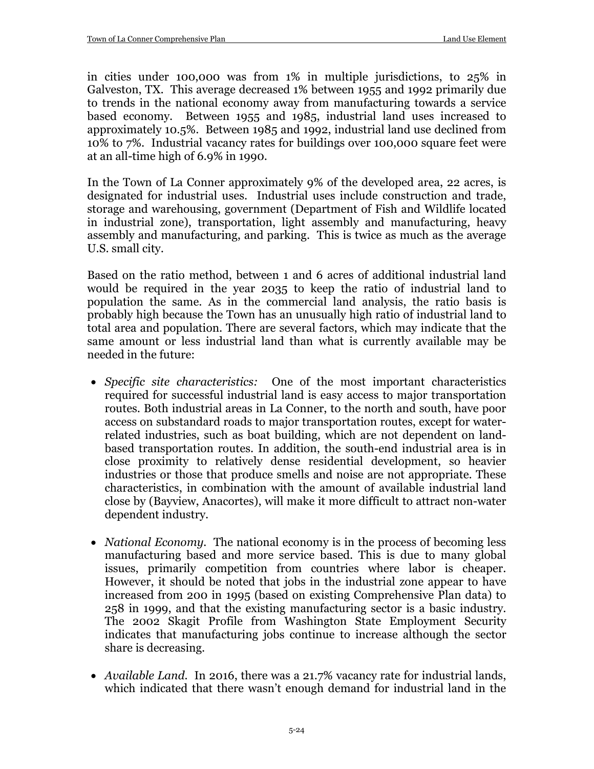in cities under 100,000 was from 1% in multiple jurisdictions, to 25% in Galveston, TX. This average decreased 1% between 1955 and 1992 primarily due to trends in the national economy away from manufacturing towards a service based economy. Between 1955 and 1985, industrial land uses increased to approximately 10.5%. Between 1985 and 1992, industrial land use declined from 10% to 7%. Industrial vacancy rates for buildings over 100,000 square feet were at an all-time high of 6.9% in 1990.

In the Town of La Conner approximately 9% of the developed area, 22 acres, is designated for industrial uses. Industrial uses include construction and trade, storage and warehousing, government (Department of Fish and Wildlife located in industrial zone), transportation, light assembly and manufacturing, heavy assembly and manufacturing, and parking. This is twice as much as the average U.S. small city.

Based on the ratio method, between 1 and 6 acres of additional industrial land would be required in the year 2035 to keep the ratio of industrial land to population the same. As in the commercial land analysis, the ratio basis is probably high because the Town has an unusually high ratio of industrial land to total area and population. There are several factors, which may indicate that the same amount or less industrial land than what is currently available may be needed in the future:

- *Specific site characteristics:* One of the most important characteristics required for successful industrial land is easy access to major transportation routes. Both industrial areas in La Conner, to the north and south, have poor access on substandard roads to major transportation routes, except for water-related industries, such as boat building, which are not dependent on land-based transportation routes. In addition, the south-end industrial area is in close proximity to relatively dense residential development, so heavier industries or those that produce smells and noise are not appropriate. These characteristics, in combination with the amount of available industrial land close by (Bayview, Anacortes), will make it more difficult to attract non-water dependent industry.

- *National Economy.* The national economy is in the process of becoming less manufacturing based and more service based. This is due to many global issues, primarily competition from countries where labor is cheaper. However, it should be noted that jobs in the industrial zone appear to have increased from 200 in 1995 (based on existing Comprehensive Plan data) to 258 in 1999, and that the existing manufacturing sector is a basic industry. The 2002 Skagit Profile from Washington State Employment Security indicates that manufacturing jobs continue to increase although the sector share is decreasing.

- *Available Land.* In 2016, there was a 21.7% vacancy rate for industrial lands, which indicated that there wasn't enough demand for industrial land in the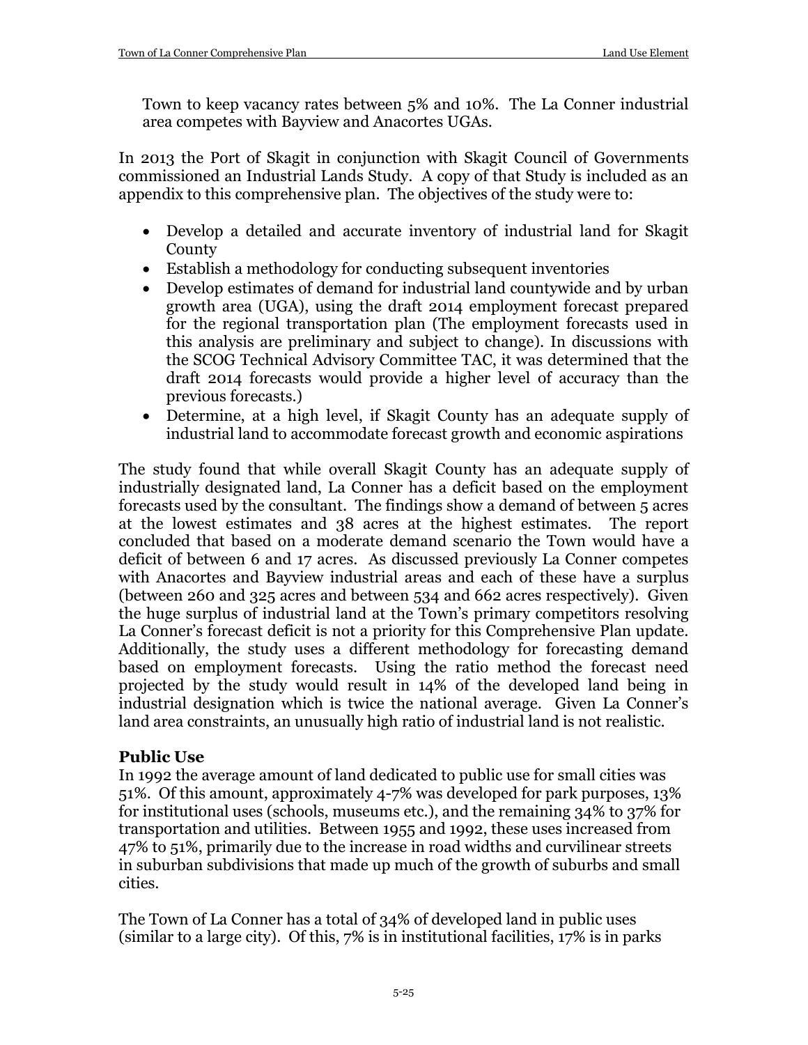Town to keep vacancy rates between 5% and 10%. The La Conner industrial area competes with Bayview and Anacortes UGAs.

In 2013 the Port of Skagit in conjunction with Skagit Council of Governments commissioned an Industrial Lands Study. A copy of that Study is included as an appendix to this comprehensive plan. The objectives of the study were to:

- Develop a detailed and accurate inventory of industrial land for Skagit County
- Establish a methodology for conducting subsequent inventories
- Develop estimates of demand for industrial land countywide and by urban growth area (UGA), using the draft 2014 employment forecast prepared for the regional transportation plan (The employment forecasts used in this analysis are preliminary and subject to change). In discussions with the SCOG Technical Advisory Committee TAC, it was determined that the draft 2014 forecasts would provide a higher level of accuracy than the previous forecasts.)
- Determine, at a high level, if Skagit County has an adequate supply of industrial land to accommodate forecast growth and economic aspirations

The study found that while overall Skagit County has an adequate supply of industrially designated land, La Conner has a deficit based on the employment forecasts used by the consultant. The findings show a demand of between 5 acres at the lowest estimates and 38 acres at the highest estimates. The report concluded that based on a moderate demand scenario the Town would have a deficit of between 6 and 17 acres. As discussed previously La Conner competes with Anacortes and Bayview industrial areas and each of these have a surplus (between 260 and 325 acres and between 534 and 662 acres respectively). Given the huge surplus of industrial land at the Town's primary competitors resolving La Conner's forecast deficit is not a priority for this Comprehensive Plan update. Additionally, the study uses a different methodology for forecasting demand based on employment forecasts. Using the ratio method the forecast need projected by the study would result in 14% of the developed land being in industrial designation which is twice the national average. Given La Conner's land area constraints, an unusually high ratio of industrial land is not realistic.

### Public Use

In 1992 the average amount of land dedicated to public use for small cities was 51%. Of this amount, approximately 4-7% was developed for park purposes, 13% for institutional uses (schools, museums etc.), and the remaining 34% to 37% for transportation and utilities. Between 1955 and 1992, these uses increased from 47% to 51%, primarily due to the increase in road widths and curvilinear streets in suburban subdivisions that made up much of the growth of suburbs and small cities.

The Town of La Conner has a total of 34% of developed land in public uses (similar to a large city). Of this, 7% is in institutional facilities, 17% is in parks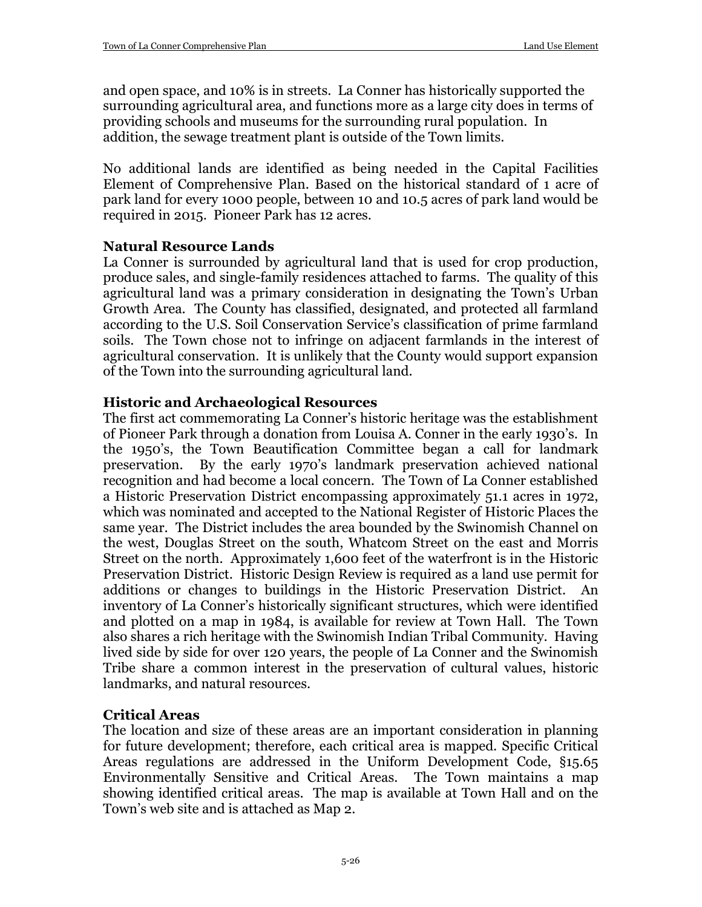and open space, and 10% is in streets. La Conner has historically supported the surrounding agricultural area, and functions more as a large city does in terms of providing schools and museums for the surrounding rural population. In addition, the sewage treatment plant is outside of the Town limits.

No additional lands are identified as being needed in the Capital Facilities Element of Comprehensive Plan. Based on the historical standard of 1 acre of park land for every 1000 people, between 10 and 10.5 acres of park land would be required in 2015. Pioneer Park has 12 acres.

### Natural Resource Lands

La Conner is surrounded by agricultural land that is used for crop production, produce sales, and single-family residences attached to farms. The quality of this agricultural land was a primary consideration in designating the Town's Urban Growth Area. The County has classified, designated, and protected all farmland according to the U.S. Soil Conservation Service's classification of prime farmland soils. The Town chose not to infringe on adjacent farmlands in the interest of agricultural conservation. It is unlikely that the County would support expansion of the Town into the surrounding agricultural land.

### Historic and Archaeological Resources

The first act commemorating La Conner's historic heritage was the establishment of Pioneer Park through a donation from Louisa A. Conner in the early 1930's. In the 1950's, the Town Beautification Committee began a call for landmark preservation. By the early 1970's landmark preservation achieved national recognition and had become a local concern. The Town of La Conner established a Historic Preservation District encompassing approximately 51.1 acres in 1972, which was nominated and accepted to the National Register of Historic Places the same year. The District includes the area bounded by the Swinomish Channel on the west, Douglas Street on the south, Whatcom Street on the east and Morris Street on the north. Approximately 1,600 feet of the waterfront is in the Historic Preservation District. Historic Design Review is required as a land use permit for additions or changes to buildings in the Historic Preservation District. An inventory of La Conner's historically significant structures, which were identified and plotted on a map in 1984, is available for review at Town Hall. The Town also shares a rich heritage with the Swinomish Indian Tribal Community. Having lived side by side for over 120 years, the people of La Conner and the Swinomish Tribe share a common interest in the preservation of cultural values, historic landmarks, and natural resources.

### Critical Areas

The location and size of these areas are an important consideration in planning for future development; therefore, each critical area is mapped. Specific Critical Areas regulations are addressed in the Uniform Development Code, §15.65 Environmentally Sensitive and Critical Areas. The Town maintains a map showing identified critical areas. The map is available at Town Hall and on the Town's web site and is attached as Map 2.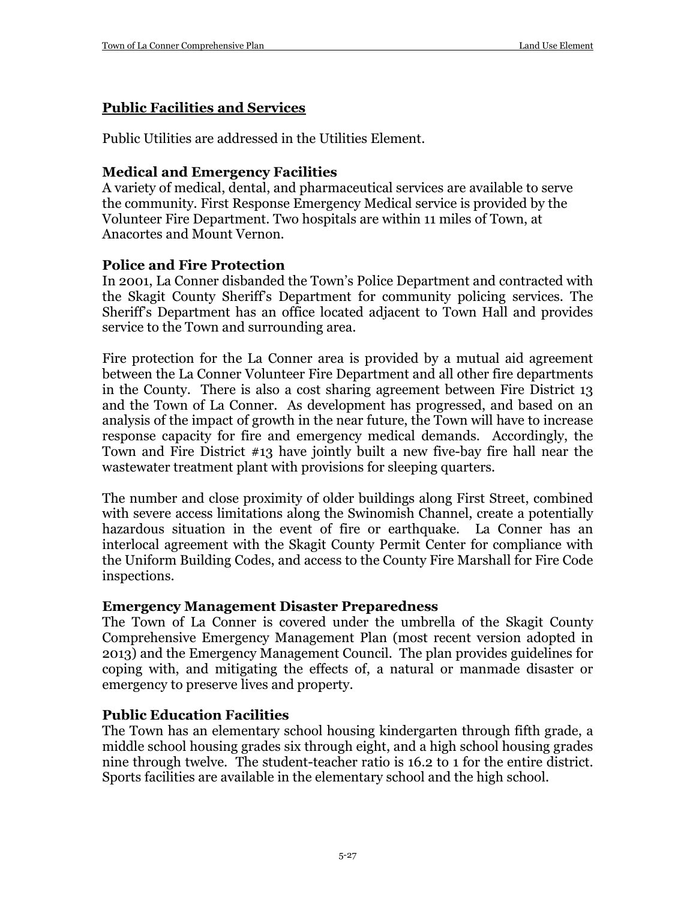## Public Facilities and Services

Public Utilities are addressed in the Utilities Element.

### Medical and Emergency Facilities

A variety of medical, dental, and pharmaceutical services are available to serve the community. First Response Emergency Medical service is provided by the Volunteer Fire Department. Two hospitals are within 11 miles of Town, at Anacortes and Mount Vernon.

### Police and Fire Protection

In 2001, La Conner disbanded the Town's Police Department and contracted with the Skagit County Sheriff's Department for community policing services. The Sheriff's Department has an office located adjacent to Town Hall and provides service to the Town and surrounding area.

Fire protection for the La Conner area is provided by a mutual aid agreement between the La Conner Volunteer Fire Department and all other fire departments in the County. There is also a cost sharing agreement between Fire District 13 and the Town of La Conner. As development has progressed, and based on an analysis of the impact of growth in the near future, the Town will have to increase response capacity for fire and emergency medical demands. Accordingly, the Town and Fire District #13 have jointly built a new five-bay fire hall near the wastewater treatment plant with provisions for sleeping quarters.

The number and close proximity of older buildings along First Street, combined with severe access limitations along the Swinomish Channel, create a potentially hazardous situation in the event of fire or earthquake. La Conner has an interlocal agreement with the Skagit County Permit Center for compliance with the Uniform Building Codes, and access to the County Fire Marshall for Fire Code inspections.

### Emergency Management Disaster Preparedness

The Town of La Conner is covered under the umbrella of the Skagit County Comprehensive Emergency Management Plan (most recent version adopted in 2013) and the Emergency Management Council. The plan provides guidelines for coping with, and mitigating the effects of, a natural or manmade disaster or emergency to preserve lives and property.

### Public Education Facilities

The Town has an elementary school housing kindergarten through fifth grade, a middle school housing grades six through eight, and a high school housing grades nine through twelve. The student-teacher ratio is 16.2 to 1 for the entire district. Sports facilities are available in the elementary school and the high school.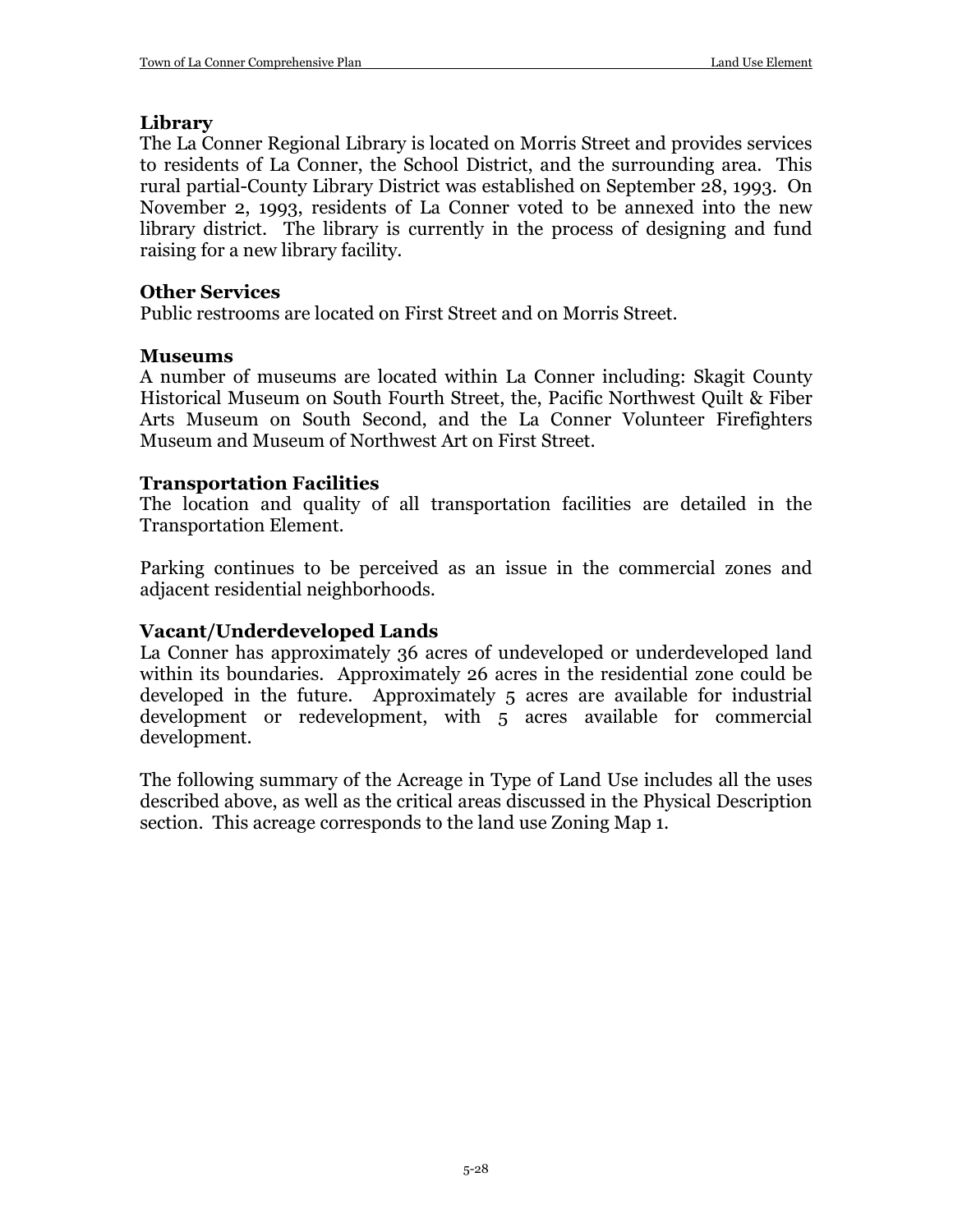### Library

The La Conner Regional Library is located on Morris Street and provides services to residents of La Conner, the School District, and the surrounding area. This rural partial-County Library District was established on September 28, 1993. On November 2, 1993, residents of La Conner voted to be annexed into the new library district. The library is currently in the process of designing and fund raising for a new library facility.

### Other Services

Public restrooms are located on First Street and on Morris Street.

### Museums

A number of museums are located within La Conner including: Skagit County Historical Museum on South Fourth Street, the, Pacific Northwest Quilt & Fiber Arts Museum on South Second, and the La Conner Volunteer Firefighters Museum and Museum of Northwest Art on First Street.

### Transportation Facilities

The location and quality of all transportation facilities are detailed in the Transportation Element.

Parking continues to be perceived as an issue in the commercial zones and adjacent residential neighborhoods.

### Vacant/Underdeveloped Lands

La Conner has approximately 36 acres of undeveloped or underdeveloped land within its boundaries. Approximately 26 acres in the residential zone could be developed in the future. Approximately 5 acres are available for industrial development or redevelopment, with 5 acres available for commercial development.

The following summary of the Acreage in Type of Land Use includes all the uses described above, as well as the critical areas discussed in the Physical Description section. This acreage corresponds to the land use Zoning Map 1.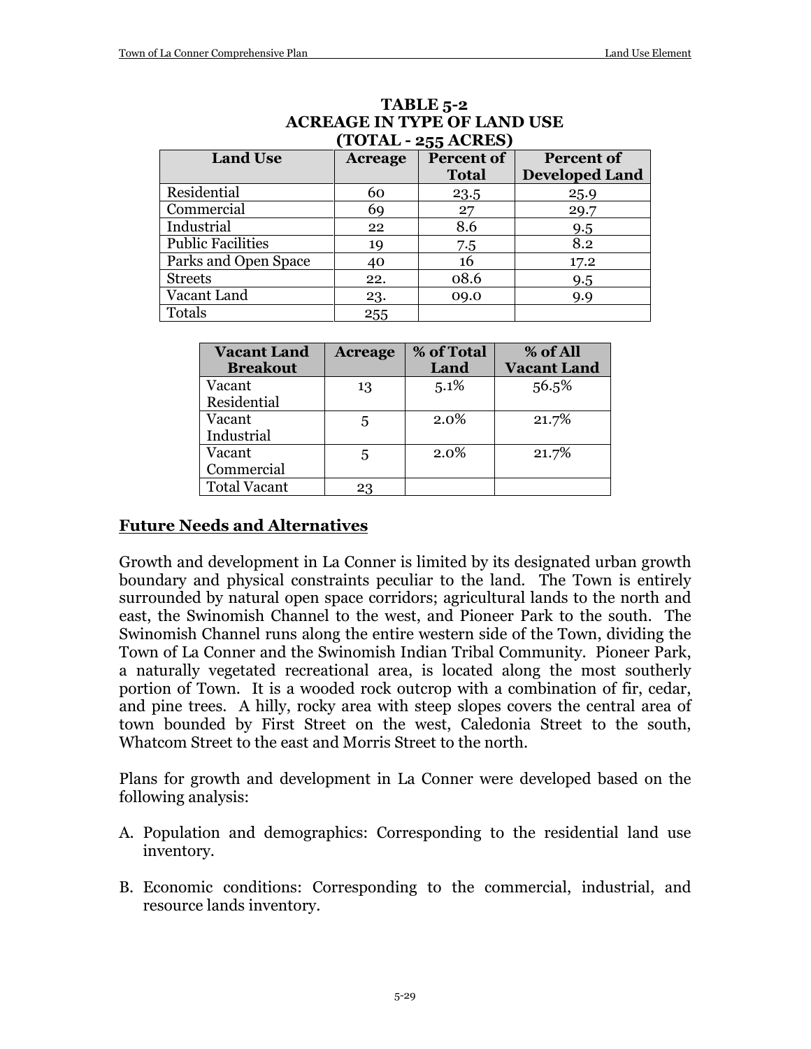**TABLE 5-2**
**ACREAGE IN TYPE OF LAND USE**
**(TOTAL - 255 ACRES)**

| Land Use | Acreage | Percent of Total | Percent of Developed Land |
|---|---|---|---|
| Residential | 60 | 23.5 | 25.9 |
| Commercial | 69 | 27 | 29.7 |
| Industrial | 22 | 8.6 | 9.5 |
| Public Facilities | 19 | 7.5 | 8.2 |
| Parks and Open Space | 40 | 16 | 17.2 |
| Streets | 22. | 08.6 | 9.5 |
| Vacant Land | 23. | 09.0 | 9.9 |
| Totals | 255 | | |

| Vacant Land Breakout | Acreage | % of Total Land | % of All Vacant Land |
|---|---|---|---|
| Vacant Residential | 13 | 5.1% | 56.5% |
| Vacant Industrial | 5 | 2.0% | 21.7% |
| Vacant Commercial | 5 | 2.0% | 21.7% |
| Total Vacant | 23 | | |

## Future Needs and Alternatives

Growth and development in La Conner is limited by its designated urban growth boundary and physical constraints peculiar to the land. The Town is entirely surrounded by natural open space corridors; agricultural lands to the north and east, the Swinomish Channel to the west, and Pioneer Park to the south. The Swinomish Channel runs along the entire western side of the Town, dividing the Town of La Conner and the Swinomish Indian Tribal Community. Pioneer Park, a naturally vegetated recreational area, is located along the most southerly portion of Town. It is a wooded rock outcrop with a combination of fir, cedar, and pine trees. A hilly, rocky area with steep slopes covers the central area of town bounded by First Street on the west, Caledonia Street to the south, Whatcom Street to the east and Morris Street to the north.

Plans for growth and development in La Conner were developed based on the following analysis:

A. Population and demographics: Corresponding to the residential land use inventory.

B. Economic conditions: Corresponding to the commercial, industrial, and resource lands inventory.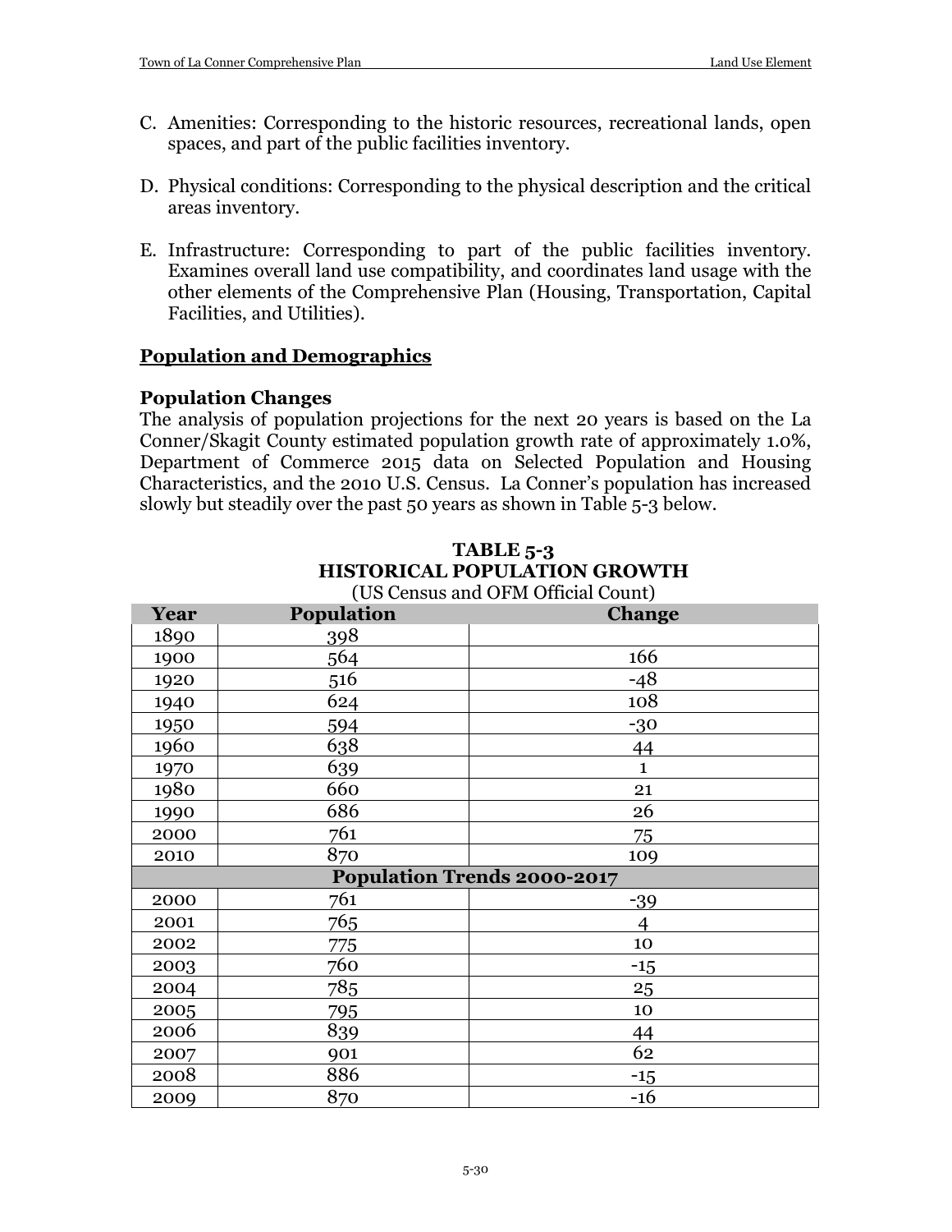C. Amenities: Corresponding to the historic resources, recreational lands, open spaces, and part of the public facilities inventory.

D. Physical conditions: Corresponding to the physical description and the critical areas inventory.

E. Infrastructure: Corresponding to part of the public facilities inventory. Examines overall land use compatibility, and coordinates land usage with the other elements of the Comprehensive Plan (Housing, Transportation, Capital Facilities, and Utilities).

## Population and Demographics

### Population Changes

The analysis of population projections for the next 20 years is based on the La Conner/Skagit County estimated population growth rate of approximately 1.0%, Department of Commerce 2015 data on Selected Population and Housing Characteristics, and the 2010 U.S. Census. La Conner's population has increased slowly but steadily over the past 50 years as shown in Table 5-3 below.

**TABLE 5-3**
**HISTORICAL POPULATION GROWTH**
(US Census and OFM Official Count)

| Year | Population | Change |
|---|---|---|
| 1890 | 398 | |
| 1900 | 564 | 166 |
| 1920 | 516 | -48 |
| 1940 | 624 | 108 |
| 1950 | 594 | -30 |
| 1960 | 638 | 44 |
| 1970 | 639 | 1 |
| 1980 | 660 | 21 |
| 1990 | 686 | 26 |
| 2000 | 761 | 75 |
| 2010 | 870 | 109 |
| **Population Trends 2000-2017** | | |
| 2000 | 761 | -39 |
| 2001 | 765 | 4 |
| 2002 | 775 | 10 |
| 2003 | 760 | -15 |
| 2004 | 785 | 25 |
| 2005 | 795 | 10 |
| 2006 | 839 | 44 |
| 2007 | 901 | 62 |
| 2008 | 886 | -15 |
| 2009 | 870 | -16 |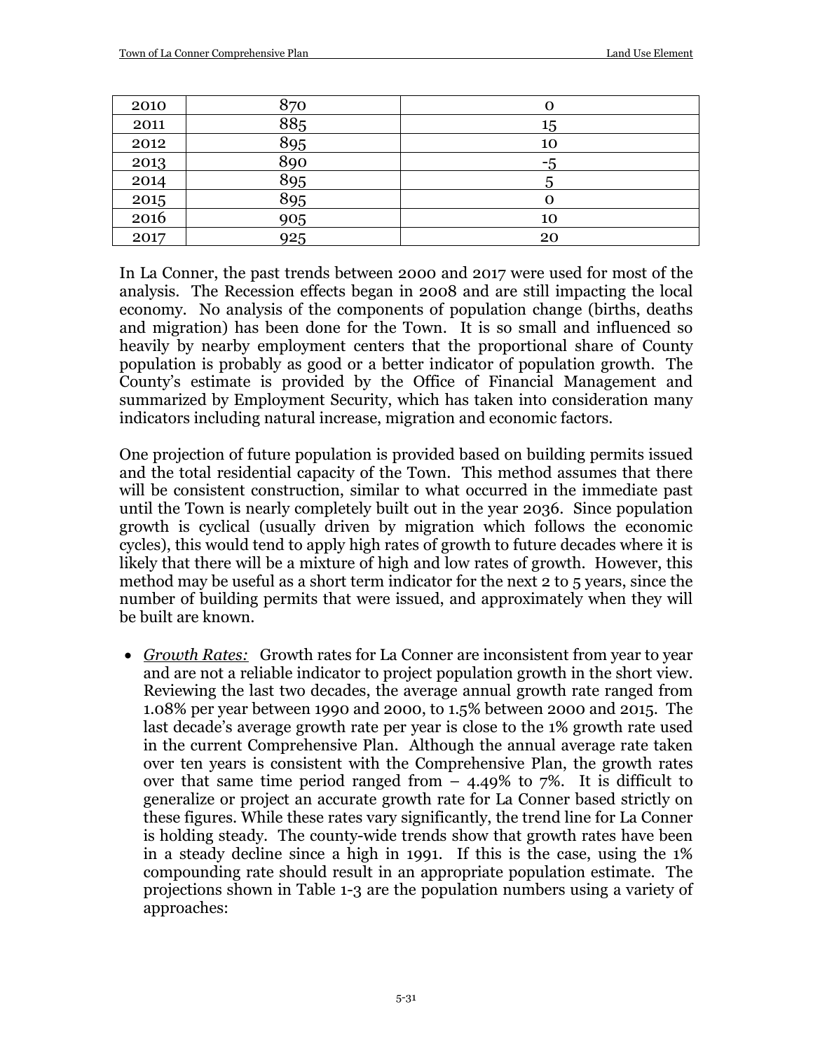| 2010 | 870 | 0 |
|---|---|---|
| 2011 | 885 | 15 |
| 2012 | 895 | 10 |
| 2013 | 890 | -5 |
| 2014 | 895 | 5 |
| 2015 | 895 | 0 |
| 2016 | 905 | 10 |
| 2017 | 925 | 20 |

In La Conner, the past trends between 2000 and 2017 were used for most of the analysis. The Recession effects began in 2008 and are still impacting the local economy. No analysis of the components of population change (births, deaths and migration) has been done for the Town. It is so small and influenced so heavily by nearby employment centers that the proportional share of County population is probably as good or a better indicator of population growth. The County's estimate is provided by the Office of Financial Management and summarized by Employment Security, which has taken into consideration many indicators including natural increase, migration and economic factors.

One projection of future population is provided based on building permits issued and the total residential capacity of the Town. This method assumes that there will be consistent construction, similar to what occurred in the immediate past until the Town is nearly completely built out in the year 2036. Since population growth is cyclical (usually driven by migration which follows the economic cycles), this would tend to apply high rates of growth to future decades where it is likely that there will be a mixture of high and low rates of growth. However, this method may be useful as a short term indicator for the next 2 to 5 years, since the number of building permits that were issued, and approximately when they will be built are known.

- *Growth Rates:* Growth rates for La Conner are inconsistent from year to year and are not a reliable indicator to project population growth in the short view. Reviewing the last two decades, the average annual growth rate ranged from 1.08% per year between 1990 and 2000, to 1.5% between 2000 and 2015. The last decade's average growth rate per year is close to the 1% growth rate used in the current Comprehensive Plan. Although the annual average rate taken over ten years is consistent with the Comprehensive Plan, the growth rates over that same time period ranged from – 4.49% to 7%. It is difficult to generalize or project an accurate growth rate for La Conner based strictly on these figures. While these rates vary significantly, the trend line for La Conner is holding steady. The county-wide trends show that growth rates have been in a steady decline since a high in 1991. If this is the case, using the 1% compounding rate should result in an appropriate population estimate. The projections shown in Table 1-3 are the population numbers using a variety of approaches: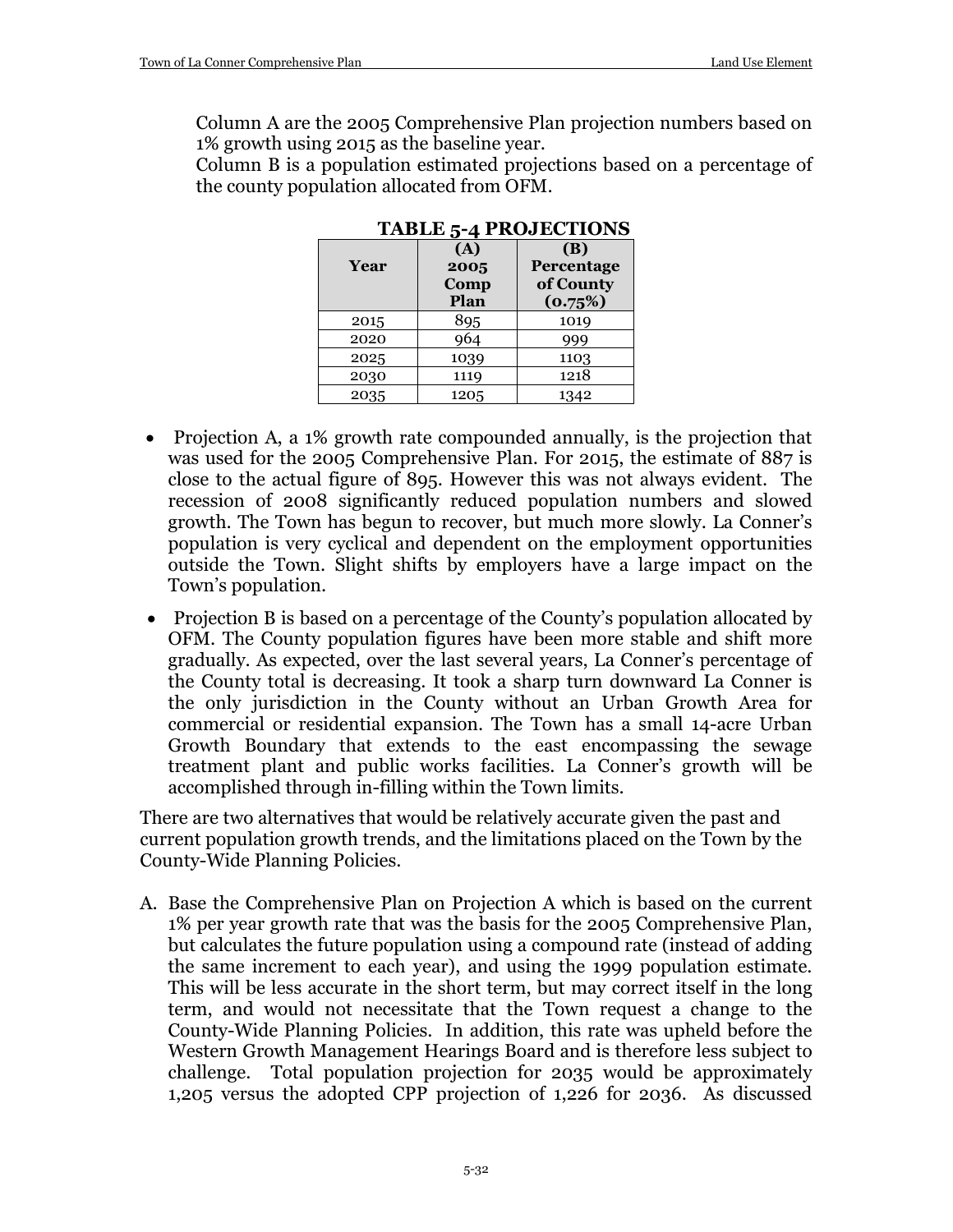Column A are the 2005 Comprehensive Plan projection numbers based on 1% growth using 2015 as the baseline year.
Column B is a population estimated projections based on a percentage of the county population allocated from OFM.

**TABLE 5-4 PROJECTIONS**

| Year | (A) 2005 Comp Plan | (B) Percentage of County (0.75%) |
|---|---|---|
| 2015 | 895 | 1019 |
| 2020 | 964 | 999 |
| 2025 | 1039 | 1103 |
| 2030 | 1119 | 1218 |
| 2035 | 1205 | 1342 |

- Projection A, a 1% growth rate compounded annually, is the projection that was used for the 2005 Comprehensive Plan. For 2015, the estimate of 887 is close to the actual figure of 895. However this was not always evident. The recession of 2008 significantly reduced population numbers and slowed growth. The Town has begun to recover, but much more slowly. La Conner's population is very cyclical and dependent on the employment opportunities outside the Town. Slight shifts by employers have a large impact on the Town's population.
- Projection B is based on a percentage of the County's population allocated by OFM. The County population figures have been more stable and shift more gradually. As expected, over the last several years, La Conner's percentage of the County total is decreasing. It took a sharp turn downward La Conner is the only jurisdiction in the County without an Urban Growth Area for commercial or residential expansion. The Town has a small 14-acre Urban Growth Boundary that extends to the east encompassing the sewage treatment plant and public works facilities. La Conner's growth will be accomplished through in-filling within the Town limits.

There are two alternatives that would be relatively accurate given the past and current population growth trends, and the limitations placed on the Town by the County-Wide Planning Policies.

A. Base the Comprehensive Plan on Projection A which is based on the current 1% per year growth rate that was the basis for the 2005 Comprehensive Plan, but calculates the future population using a compound rate (instead of adding the same increment to each year), and using the 1999 population estimate. This will be less accurate in the short term, but may correct itself in the long term, and would not necessitate that the Town request a change to the County-Wide Planning Policies. In addition, this rate was upheld before the Western Growth Management Hearings Board and is therefore less subject to challenge. Total population projection for 2035 would be approximately 1,205 versus the adopted CPP projection of 1,226 for 2036. As discussed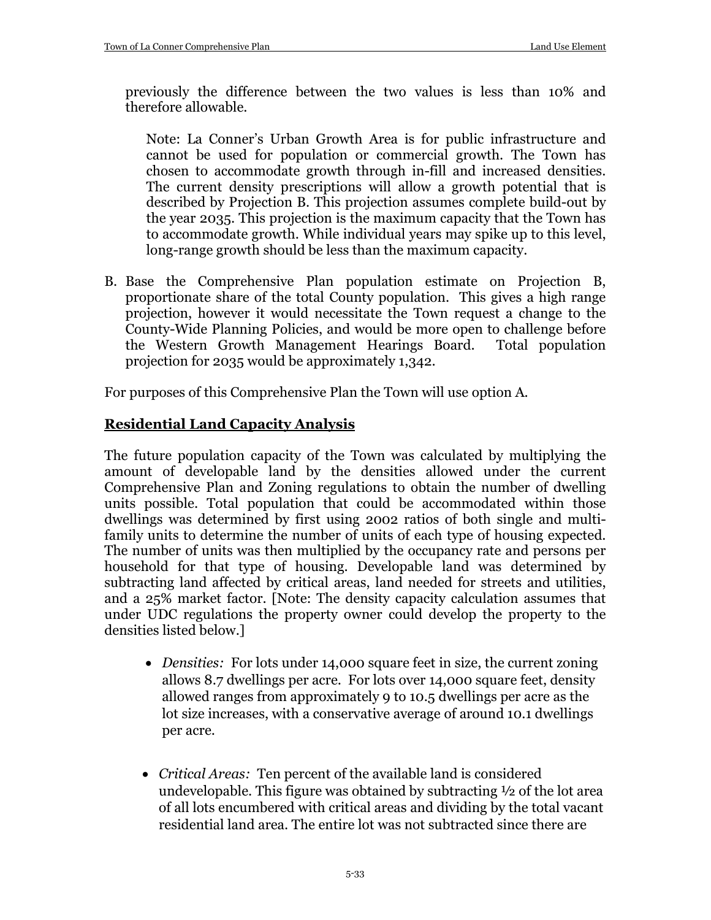previously the difference between the two values is less than 10% and therefore allowable.

> Note: La Conner's Urban Growth Area is for public infrastructure and cannot be used for population or commercial growth. The Town has chosen to accommodate growth through in-fill and increased densities. The current density prescriptions will allow a growth potential that is described by Projection B. This projection assumes complete build-out by the year 2035. This projection is the maximum capacity that the Town has to accommodate growth. While individual years may spike up to this level, long-range growth should be less than the maximum capacity.

B. Base the Comprehensive Plan population estimate on Projection B, proportionate share of the total County population. This gives a high range projection, however it would necessitate the Town request a change to the County-Wide Planning Policies, and would be more open to challenge before the Western Growth Management Hearings Board. Total population projection for 2035 would be approximately 1,342.

For purposes of this Comprehensive Plan the Town will use option A.

## Residential Land Capacity Analysis

The future population capacity of the Town was calculated by multiplying the amount of developable land by the densities allowed under the current Comprehensive Plan and Zoning regulations to obtain the number of dwelling units possible. Total population that could be accommodated within those dwellings was determined by first using 2002 ratios of both single and multi-family units to determine the number of units of each type of housing expected. The number of units was then multiplied by the occupancy rate and persons per household for that type of housing. Developable land was determined by subtracting land affected by critical areas, land needed for streets and utilities, and a 25% market factor. [Note: The density capacity calculation assumes that under UDC regulations the property owner could develop the property to the densities listed below.]

- *Densities:* For lots under 14,000 square feet in size, the current zoning allows 8.7 dwellings per acre. For lots over 14,000 square feet, density allowed ranges from approximately 9 to 10.5 dwellings per acre as the lot size increases, with a conservative average of around 10.1 dwellings per acre.

- *Critical Areas:* Ten percent of the available land is considered undevelopable. This figure was obtained by subtracting ½ of the lot area of all lots encumbered with critical areas and dividing by the total vacant residential land area. The entire lot was not subtracted since there are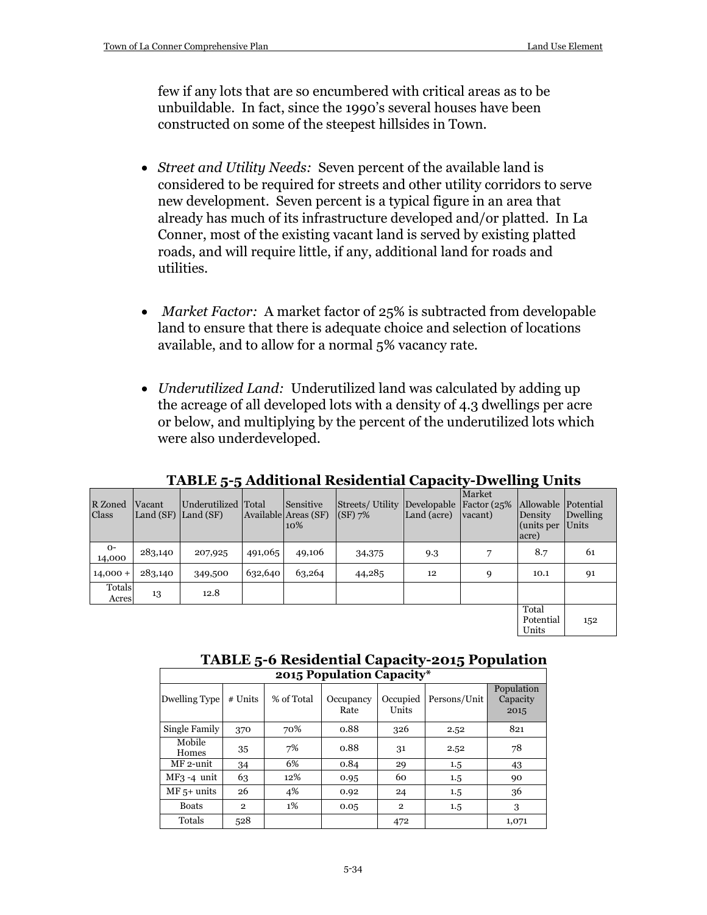few if any lots that are so encumbered with critical areas as to be unbuildable. In fact, since the 1990's several houses have been constructed on some of the steepest hillsides in Town.

- *Street and Utility Needs:* Seven percent of the available land is considered to be required for streets and other utility corridors to serve new development. Seven percent is a typical figure in an area that already has much of its infrastructure developed and/or platted. In La Conner, most of the existing vacant land is served by existing platted roads, and will require little, if any, additional land for roads and utilities.

- *Market Factor:* A market factor of 25% is subtracted from developable land to ensure that there is adequate choice and selection of locations available, and to allow for a normal 5% vacancy rate.

- *Underutilized Land:* Underutilized land was calculated by adding up the acreage of all developed lots with a density of 4.3 dwellings per acre or below, and multiplying by the percent of the underutilized lots which were also underdeveloped.

### TABLE 5-5 Additional Residential Capacity-Dwelling Units

| R Zoned Class | Vacant Land (SF) | Underutilized Land (SF) | Total Available | Sensitive Areas (SF) 10% | Streets/ Utility (SF) 7% | Developable Land (acre) | Market Factor (25% vacant) | Allowable Density (units per acre) | Potential Dwelling Units |
|---|---|---|---|---|---|---|---|---|---|
| 0-14,000 | 283,140 | 207,925 | 491,065 | 49,106 | 34,375 | 9.3 | 7 | 8.7 | 61 |
| 14,000 + | 283,140 | 349,500 | 632,640 | 63,264 | 44,285 | 12 | 9 | 10.1 | 91 |
| Totals Acres | 13 | 12.8 | | | | | | | |
| | | | | | | | | Total Potential Units | 152 |

### TABLE 5-6 Residential Capacity-2015 Population

| 2015 Population Capacity* | | | | | | |
|---|---|---|---|---|---|---|
| Dwelling Type | # Units | % of Total | Occupancy Rate | Occupied Units | Persons/Unit | Population Capacity 2015 |
| Single Family | 370 | 70% | 0.88 | 326 | 2.52 | 821 |
| Mobile Homes | 35 | 7% | 0.88 | 31 | 2.52 | 78 |
| MF 2-unit | 34 | 6% | 0.84 | 29 | 1.5 | 43 |
| MF3 -4 unit | 63 | 12% | 0.95 | 60 | 1.5 | 90 |
| MF 5+ units | 26 | 4% | 0.92 | 24 | 1.5 | 36 |
| Boats | 2 | 1% | 0.05 | 2 | 1.5 | 3 |
| Totals | 528 | | | 472 | | 1,071 |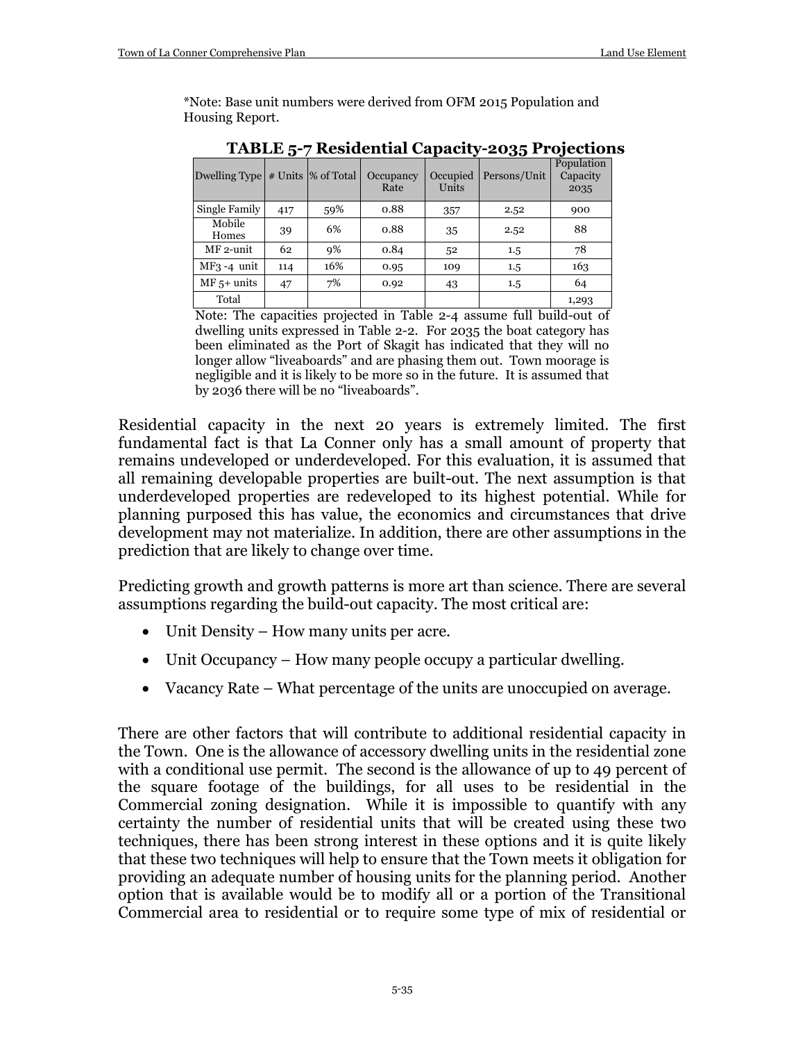*Note: Base unit numbers were derived from OFM 2015 Population and Housing Report.

**TABLE 5-7 Residential Capacity-2035 Projections**

| Dwelling Type | # Units | % of Total | Occupancy Rate | Occupied Units | Persons/Unit | Population Capacity 2035 |
|---|---|---|---|---|---|---|
| Single Family | 417 | 59% | 0.88 | 357 | 2.52 | 900 |
| Mobile Homes | 39 | 6% | 0.88 | 35 | 2.52 | 88 |
| MF 2-unit | 62 | 9% | 0.84 | 52 | 1.5 | 78 |
| MF3 -4 unit | 114 | 16% | 0.95 | 109 | 1.5 | 163 |
| MF 5+ units | 47 | 7% | 0.92 | 43 | 1.5 | 64 |
| Total | | | | | | 1,293 |

Note: The capacities projected in Table 2-4 assume full build-out of dwelling units expressed in Table 2-2. For 2035 the boat category has been eliminated as the Port of Skagit has indicated that they will no longer allow "liveaboards" and are phasing them out. Town moorage is negligible and it is likely to be more so in the future. It is assumed that by 2036 there will be no "liveaboards".

Residential capacity in the next 20 years is extremely limited. The first fundamental fact is that La Conner only has a small amount of property that remains undeveloped or underdeveloped. For this evaluation, it is assumed that all remaining developable properties are built-out. The next assumption is that underdeveloped properties are redeveloped to its highest potential. While for planning purposed this has value, the economics and circumstances that drive development may not materialize. In addition, there are other assumptions in the prediction that are likely to change over time.

Predicting growth and growth patterns is more art than science. There are several assumptions regarding the build-out capacity. The most critical are:

- Unit Density – How many units per acre.
- Unit Occupancy – How many people occupy a particular dwelling.
- Vacancy Rate – What percentage of the units are unoccupied on average.

There are other factors that will contribute to additional residential capacity in the Town. One is the allowance of accessory dwelling units in the residential zone with a conditional use permit. The second is the allowance of up to 49 percent of the square footage of the buildings, for all uses to be residential in the Commercial zoning designation. While it is impossible to quantify with any certainty the number of residential units that will be created using these two techniques, there has been strong interest in these options and it is quite likely that these two techniques will help to ensure that the Town meets it obligation for providing an adequate number of housing units for the planning period. Another option that is available would be to modify all or a portion of the Transitional Commercial area to residential or to require some type of mix of residential or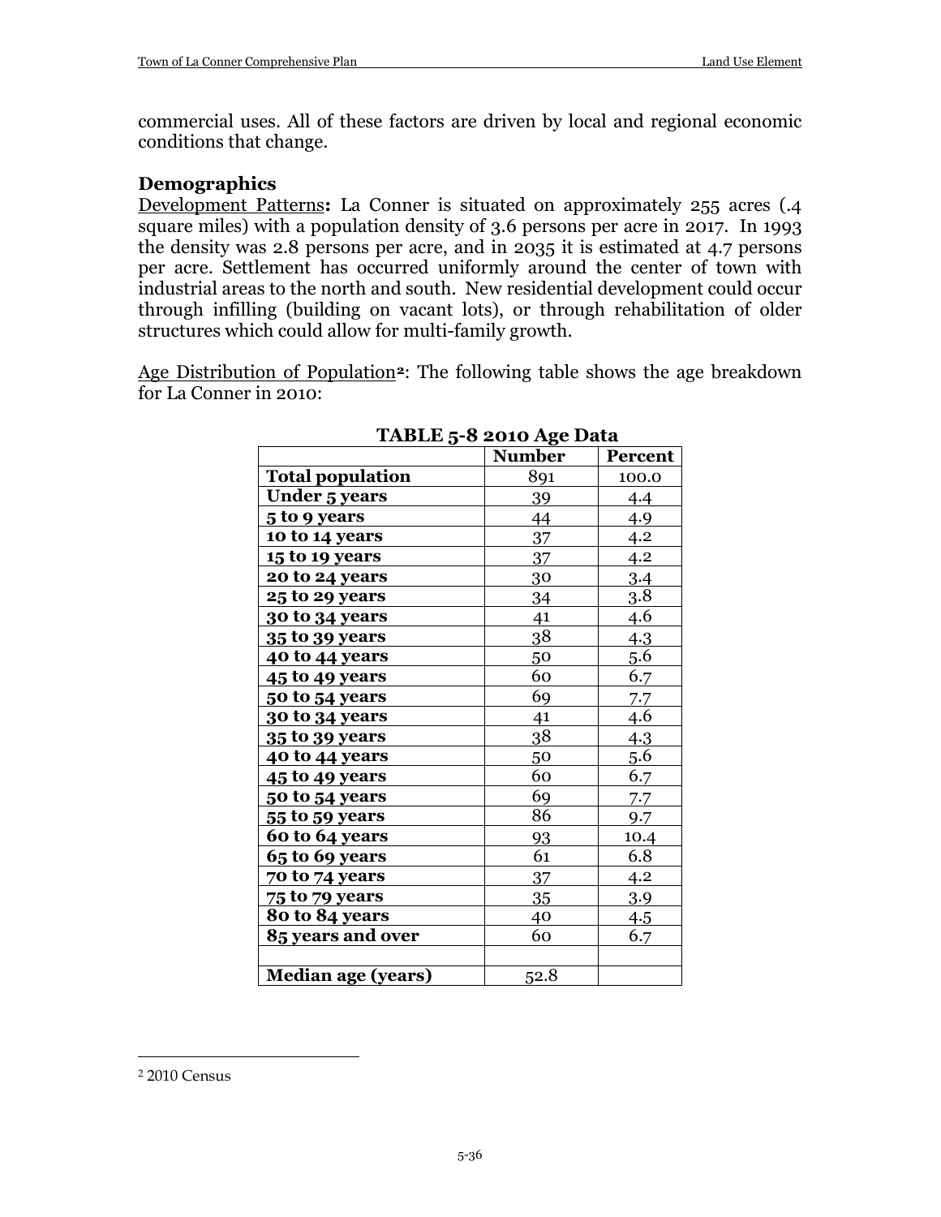commercial uses. All of these factors are driven by local and regional economic conditions that change.

**Demographics**

Development Patterns**:** La Conner is situated on approximately 255 acres (.4 square miles) with a population density of 3.6 persons per acre in 2017. In 1993 the density was 2.8 persons per acre, and in 2035 it is estimated at 4.7 persons per acre. Settlement has occurred uniformly around the center of town with industrial areas to the north and south. New residential development could occur through infilling (building on vacant lots), or through rehabilitation of older structures which could allow for multi-family growth.

Age Distribution of Population[2]: The following table shows the age breakdown for La Conner in 2010:

**TABLE 5-8 2010 Age Data**

| | Number | Percent |
|---|---|---|
| **Total population** | 891 | 100.0 |
| **Under 5 years** | 39 | 4.4 |
| **5 to 9 years** | 44 | 4.9 |
| **10 to 14 years** | 37 | 4.2 |
| **15 to 19 years** | 37 | 4.2 |
| **20 to 24 years** | 30 | 3.4 |
| **25 to 29 years** | 34 | 3.8 |
| **30 to 34 years** | 41 | 4.6 |
| **35 to 39 years** | 38 | 4.3 |
| **40 to 44 years** | 50 | 5.6 |
| **45 to 49 years** | 60 | 6.7 |
| **50 to 54 years** | 69 | 7.7 |
| **30 to 34 years** | 41 | 4.6 |
| **35 to 39 years** | 38 | 4.3 |
| **40 to 44 years** | 50 | 5.6 |
| **45 to 49 years** | 60 | 6.7 |
| **50 to 54 years** | 69 | 7.7 |
| **55 to 59 years** | 86 | 9.7 |
| **60 to 64 years** | 93 | 10.4 |
| **65 to 69 years** | 61 | 6.8 |
| **70 to 74 years** | 37 | 4.2 |
| **75 to 79 years** | 35 | 3.9 |
| **80 to 84 years** | 40 | 4.5 |
| **85 years and over** | 60 | 6.7 |
| | | |
| **Median age (years)** | 52.8 | |

[2] 2010 Census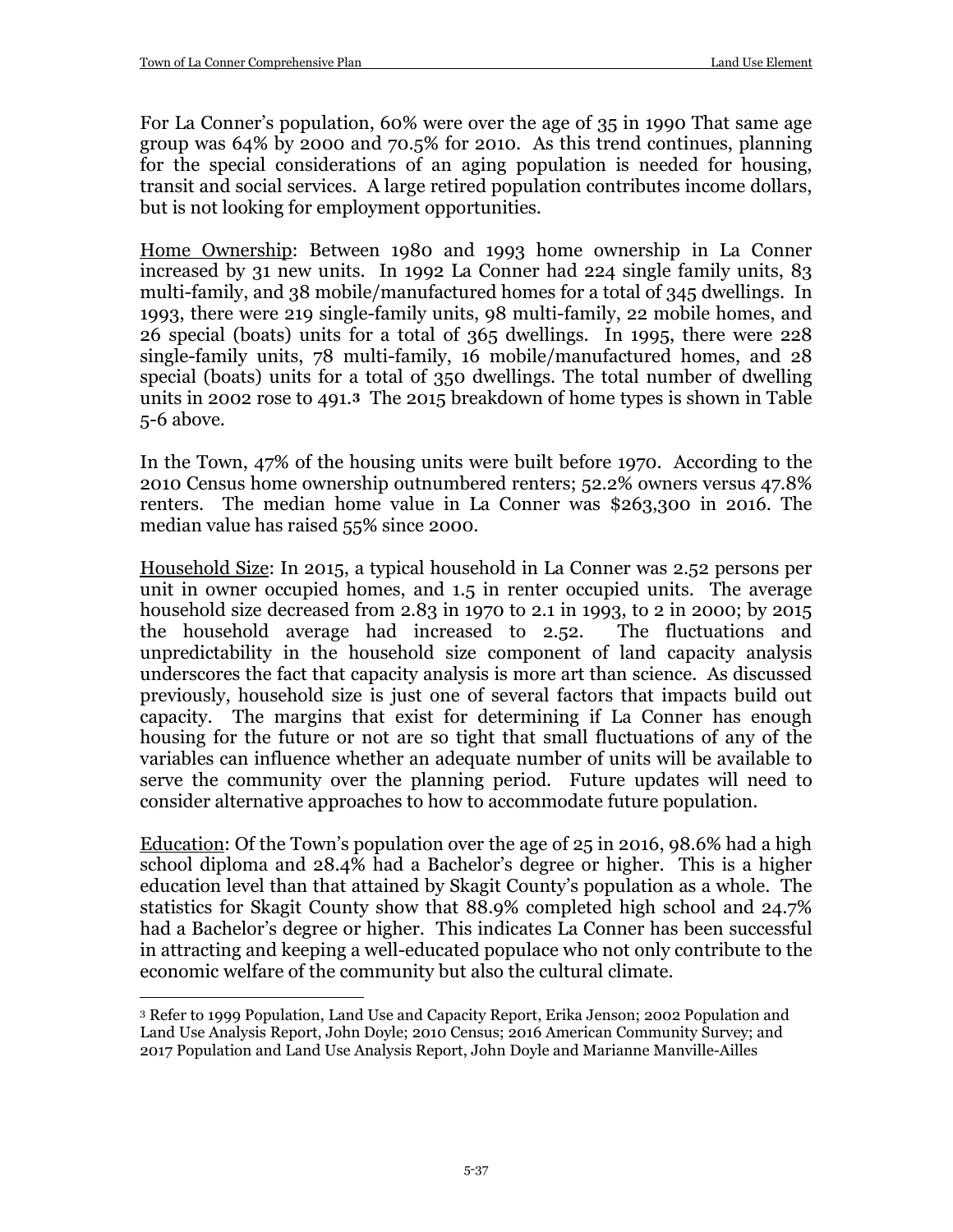For La Conner's population, 60% were over the age of 35 in 1990 That same age group was 64% by 2000 and 70.5% for 2010. As this trend continues, planning for the special considerations of an aging population is needed for housing, transit and social services. A large retired population contributes income dollars, but is not looking for employment opportunities.

Home Ownership: Between 1980 and 1993 home ownership in La Conner increased by 31 new units. In 1992 La Conner had 224 single family units, 83 multi-family, and 38 mobile/manufactured homes for a total of 345 dwellings. In 1993, there were 219 single-family units, 98 multi-family, 22 mobile homes, and 26 special (boats) units for a total of 365 dwellings. In 1995, there were 228 single-family units, 78 multi-family, 16 mobile/manufactured homes, and 28 special (boats) units for a total of 350 dwellings. The total number of dwelling units in 2002 rose to 491.[3] The 2015 breakdown of home types is shown in Table 5-6 above.

In the Town, 47% of the housing units were built before 1970. According to the 2010 Census home ownership outnumbered renters; 52.2% owners versus 47.8% renters. The median home value in La Conner was $263,300 in 2016. The median value has raised 55% since 2000.

Household Size: In 2015, a typical household in La Conner was 2.52 persons per unit in owner occupied homes, and 1.5 in renter occupied units. The average household size decreased from 2.83 in 1970 to 2.1 in 1993, to 2 in 2000; by 2015 the household average had increased to 2.52. The fluctuations and unpredictability in the household size component of land capacity analysis underscores the fact that capacity analysis is more art than science. As discussed previously, household size is just one of several factors that impacts build out capacity. The margins that exist for determining if La Conner has enough housing for the future or not are so tight that small fluctuations of any of the variables can influence whether an adequate number of units will be available to serve the community over the planning period. Future updates will need to consider alternative approaches to how to accommodate future population.

Education: Of the Town's population over the age of 25 in 2016, 98.6% had a high school diploma and 28.4% had a Bachelor's degree or higher. This is a higher education level than that attained by Skagit County's population as a whole. The statistics for Skagit County show that 88.9% completed high school and 24.7% had a Bachelor's degree or higher. This indicates La Conner has been successful in attracting and keeping a well-educated populace who not only contribute to the economic welfare of the community but also the cultural climate.

---

[3] Refer to 1999 Population, Land Use and Capacity Report, Erika Jenson; 2002 Population and Land Use Analysis Report, John Doyle; 2010 Census; 2016 American Community Survey; and 2017 Population and Land Use Analysis Report, John Doyle and Marianne Manville-Ailles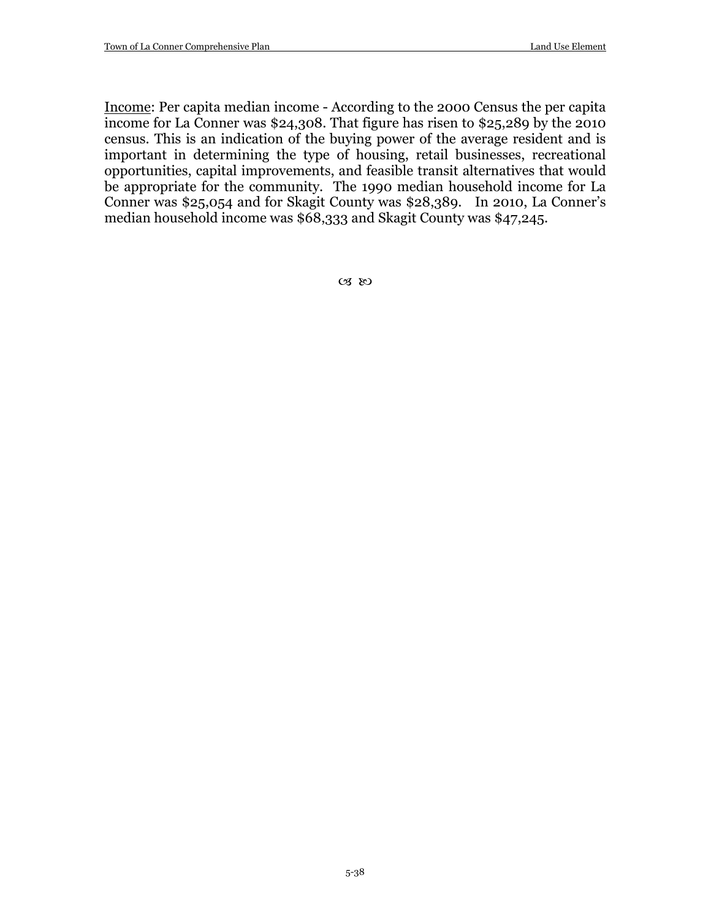<u>Income</u>: Per capita median income - According to the 2000 Census the per capita income for La Conner was $24,308. That figure has risen to $25,289 by the 2010 census. This is an indication of the buying power of the average resident and is important in determining the type of housing, retail businesses, recreational opportunities, capital improvements, and feasible transit alternatives that would be appropriate for the community. The 1990 median household income for La Conner was $25,054 and for Skagit County was $28,389. In 2010, La Conner's median household income was $68,333 and Skagit County was $47,245.

☙ ❧